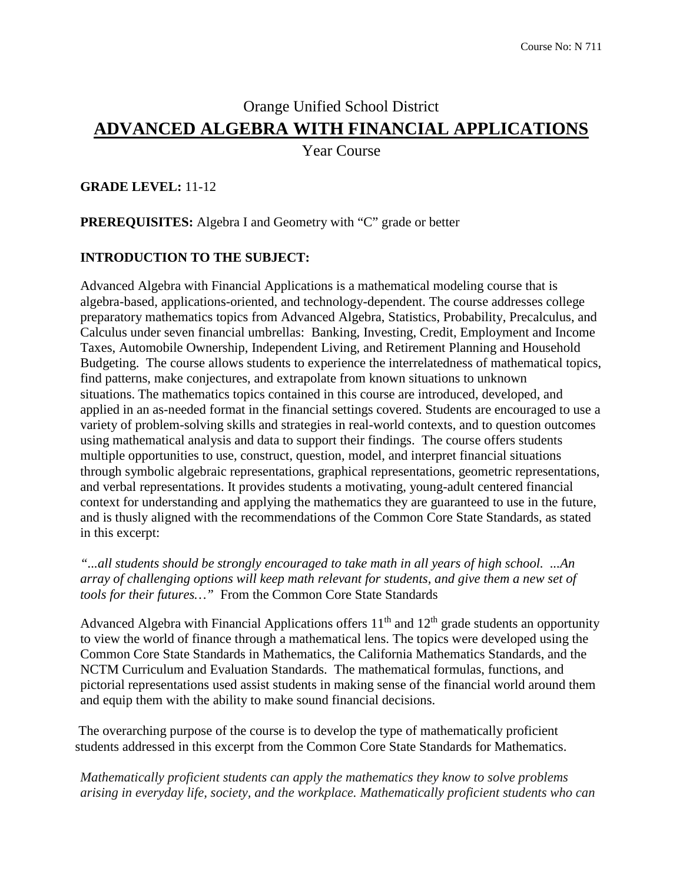Course No: N 711

# Orange Unified School District

# ADVANCED ALGEBRA WITH FINANCIAL APPLICATIONS

Year Course

**GRADE LEVEL:** 11-12

**PREREQUISITES:** Algebra I and Geometry with "C" grade or better

**INTRODUCTION TO THE SUBJECT:**

Advanced Algebra with Financial Applications is a mathematical modeling course that is algebra-based, applications-oriented, and technology-dependent. The course addresses college preparatory mathematics topics from Advanced Algebra, Statistics, Probability, Precalculus, and Calculus under seven financial umbrellas: Banking, Investing, Credit, Employment and Income Taxes, Automobile Ownership, Independent Living, and Retirement Planning and Household Budgeting. The course allows students to experience the interrelatedness of mathematical topics, find patterns, make conjectures, and extrapolate from known situations to unknown situations. The mathematics topics contained in this course are introduced, developed, and applied in an as-needed format in the financial settings covered. Students are encouraged to use a variety of problem-solving skills and strategies in real-world contexts, and to question outcomes using mathematical analysis and data to support their findings. The course offers students multiple opportunities to use, construct, question, model, and interpret financial situations through symbolic algebraic representations, graphical representations, geometric representations, and verbal representations. It provides students a motivating, young-adult centered financial context for understanding and applying the mathematics they are guaranteed to use in the future, and is thusly aligned with the recommendations of the Common Core State Standards, as stated in this excerpt:

*"...all students should be strongly encouraged to take math in all years of high school. ...An array of challenging options will keep math relevant for students, and give them a new set of tools for their futures…"* From the Common Core State Standards

Advanced Algebra with Financial Applications offers 11th and 12th grade students an opportunity to view the world of finance through a mathematical lens. The topics were developed using the Common Core State Standards in Mathematics, the California Mathematics Standards, and the NCTM Curriculum and Evaluation Standards. The mathematical formulas, functions, and pictorial representations used assist students in making sense of the financial world around them and equip them with the ability to make sound financial decisions.

The overarching purpose of the course is to develop the type of mathematically proficient students addressed in this excerpt from the Common Core State Standards for Mathematics.

*Mathematically proficient students can apply the mathematics they know to solve problems arising in everyday life, society, and the workplace. Mathematically proficient students who can*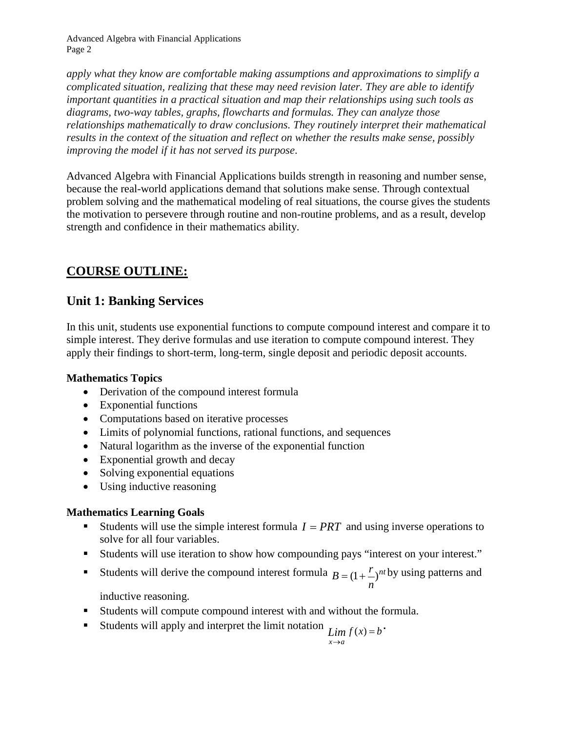*apply what they know are comfortable making assumptions and approximations to simplify a complicated situation, realizing that these may need revision later. They are able to identify important quantities in a practical situation and map their relationships using such tools as diagrams, two-way tables, graphs, flowcharts and formulas. They can analyze those relationships mathematically to draw conclusions. They routinely interpret their mathematical results in the context of the situation and reflect on whether the results make sense, possibly improving the model if it has not served its purpose*.

Advanced Algebra with Financial Applications builds strength in reasoning and number sense, because the real-world applications demand that solutions make sense. Through contextual problem solving and the mathematical modeling of real situations, the course gives the students the motivation to persevere through routine and non-routine problems, and as a result, develop strength and confidence in their mathematics ability.

## COURSE OUTLINE:

### Unit 1: Banking Services

In this unit, students use exponential functions to compute compound interest and compare it to simple interest. They derive formulas and use iteration to compute compound interest. They apply their findings to short-term, long-term, single deposit and periodic deposit accounts.

**Mathematics Topics**

- Derivation of the compound interest formula
- Exponential functions
- Computations based on iterative processes
- Limits of polynomial functions, rational functions, and sequences
- Natural logarithm as the inverse of the exponential function
- Exponential growth and decay
- Solving exponential equations
- Using inductive reasoning

**Mathematics Learning Goals**

- Students will use the simple interest formula $I = PRT$ and using inverse operations to solve for all four variables.
- Students will use iteration to show how compounding pays "interest on your interest."
- Students will derive the compound interest formula $B = (1 + \frac{r}{n})^{nt}$ by using patterns and inductive reasoning.
- Students will compute compound interest with and without the formula.
- Students will apply and interpret the limit notation $\lim_{x \to a} f(x) = b$.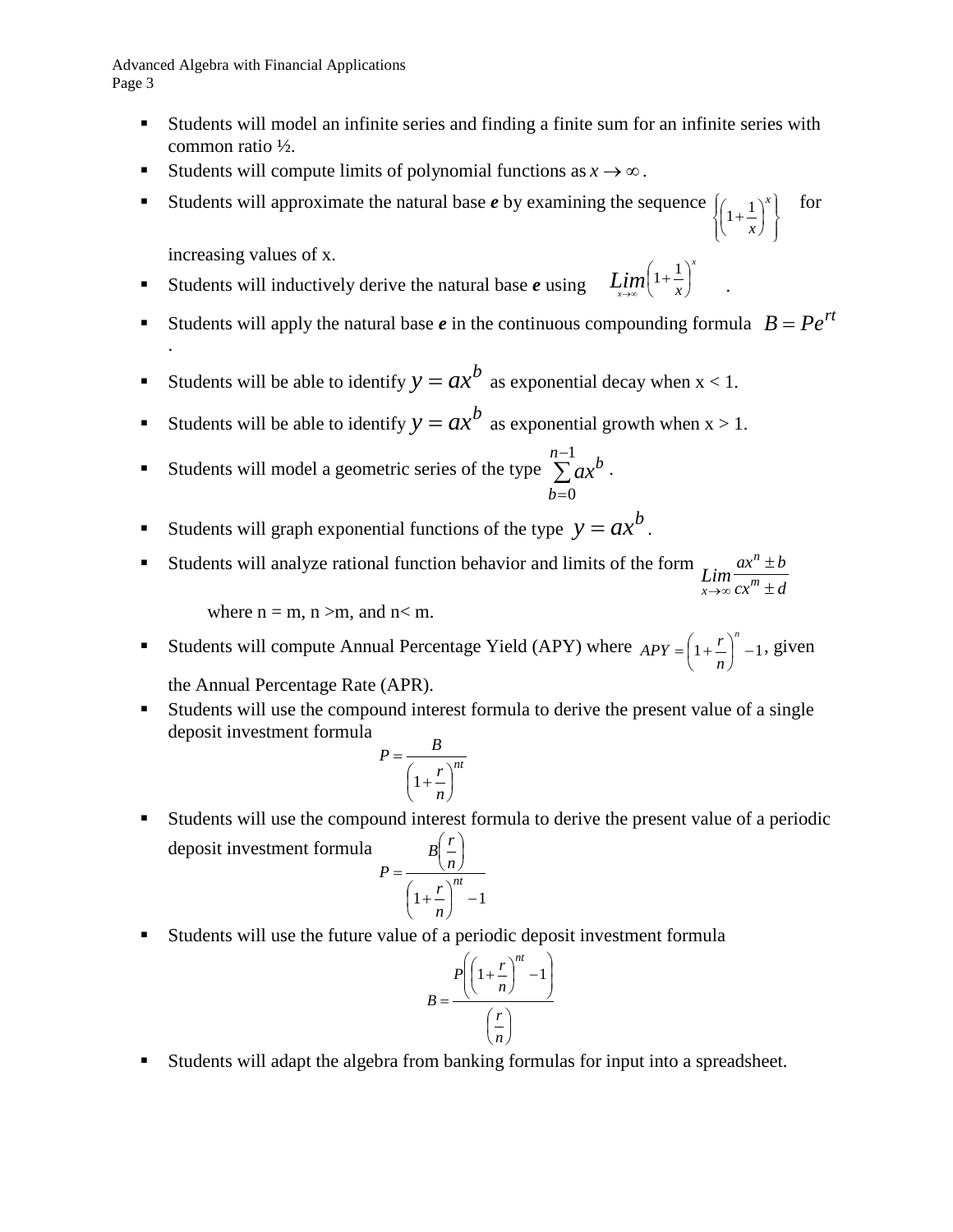- Students will model an infinite series and finding a finite sum for an infinite series with common ratio ½.
- Students will compute limits of polynomial functions as $x \to \infty$.
- Students will approximate the natural base ***e*** by examining the sequence $\left\{\left(1+\frac{1}{x}\right)^x\right\}$ for increasing values of x.
- Students will inductively derive the natural base ***e*** using $\lim\limits_{x\to\infty}\left(1+\frac{1}{x}\right)^x$.
- Students will apply the natural base ***e*** in the continuous compounding formula $B = Pe^{rt}$.
- Students will be able to identify $y = ax^b$ as exponential decay when x < 1.
- Students will be able to identify $y = ax^b$ as exponential growth when x > 1.
- Students will model a geometric series of the type $\sum_{b=0}^{n-1} ax^b$.
- Students will graph exponential functions of the type $y = ax^b$.
- Students will analyze rational function behavior and limits of the form $\lim\limits_{x\to\infty}\frac{ax^n \pm b}{cx^m \pm d}$ where n = m, n >m, and n< m.
- Students will compute Annual Percentage Yield (APY) where $APY = \left(1+\frac{r}{n}\right)^n - 1$, given the Annual Percentage Rate (APR).
- Students will use the compound interest formula to derive the present value of a single deposit investment formula
$$P = \frac{B}{\left(1+\frac{r}{n}\right)^{nt}}$$
- Students will use the compound interest formula to derive the present value of a periodic deposit investment formula
$$P = \frac{B\left(\frac{r}{n}\right)}{\left(1+\frac{r}{n}\right)^{nt} - 1}$$
- Students will use the future value of a periodic deposit investment formula
$$B = \frac{P\left(\left(1+\frac{r}{n}\right)^{nt} - 1\right)}{\left(\frac{r}{n}\right)}$$
- Students will adapt the algebra from banking formulas for input into a spreadsheet.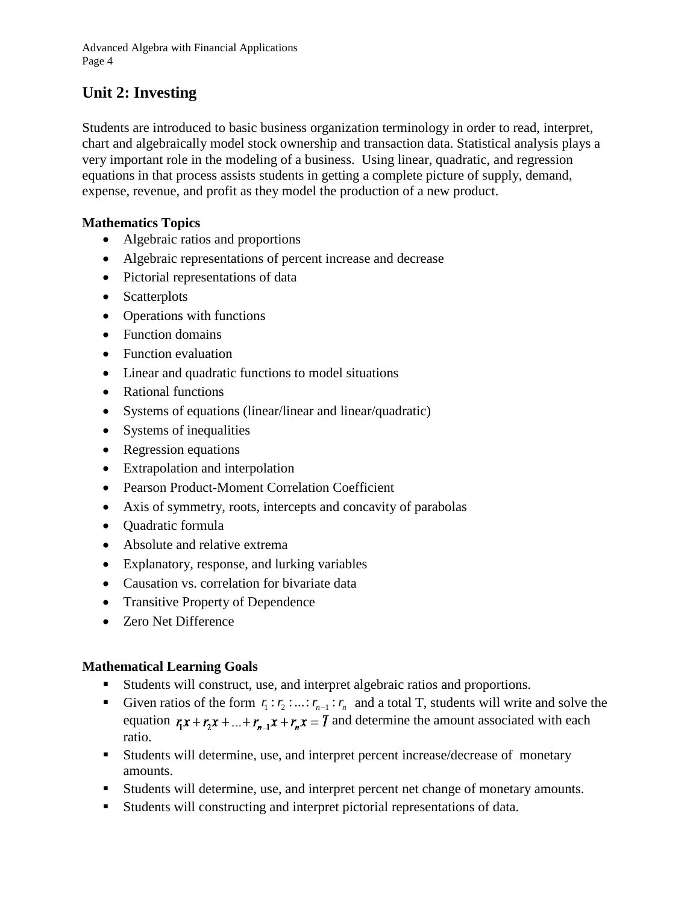## Unit 2: Investing

Students are introduced to basic business organization terminology in order to read, interpret, chart and algebraically model stock ownership and transaction data. Statistical analysis plays a very important role in the modeling of a business. Using linear, quadratic, and regression equations in that process assists students in getting a complete picture of supply, demand, expense, revenue, and profit as they model the production of a new product.

**Mathematics Topics**

- Algebraic ratios and proportions
- Algebraic representations of percent increase and decrease
- Pictorial representations of data
- Scatterplots
- Operations with functions
- Function domains
- Function evaluation
- Linear and quadratic functions to model situations
- Rational functions
- Systems of equations (linear/linear and linear/quadratic)
- Systems of inequalities
- Regression equations
- Extrapolation and interpolation
- Pearson Product-Moment Correlation Coefficient
- Axis of symmetry, roots, intercepts and concavity of parabolas
- Quadratic formula
- Absolute and relative extrema
- Explanatory, response, and lurking variables
- Causation vs. correlation for bivariate data
- Transitive Property of Dependence
- Zero Net Difference

**Mathematical Learning Goals**

- Students will construct, use, and interpret algebraic ratios and proportions.
- Given ratios of the form $r_1 : r_2 : ... : r_{n-1} : r_n$ and a total T, students will write and solve the equation $r_1x + r_2x + ... + r_{n-1}x + r_nx = T$ and determine the amount associated with each ratio.
- Students will determine, use, and interpret percent increase/decrease of monetary amounts.
- Students will determine, use, and interpret percent net change of monetary amounts.
- Students will constructing and interpret pictorial representations of data.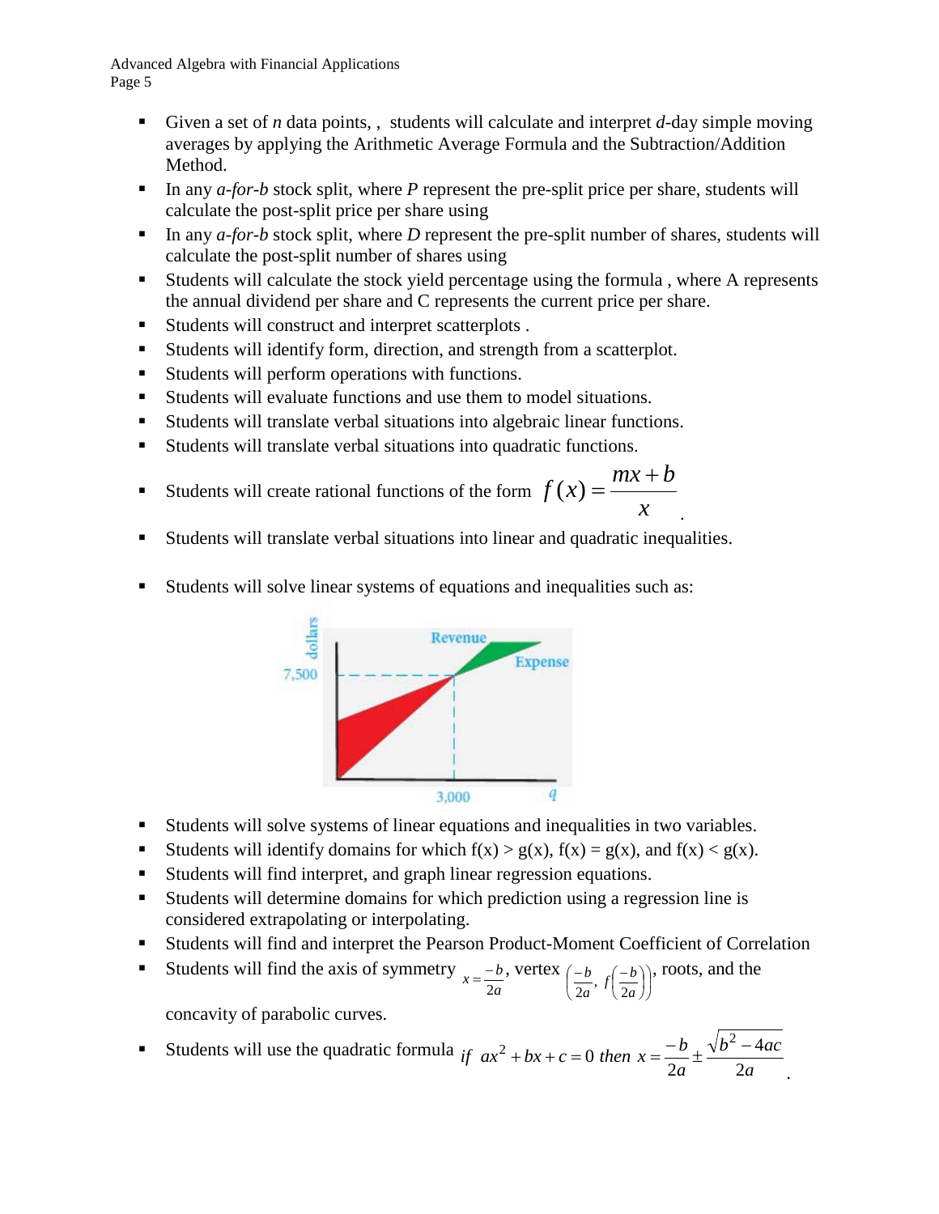- Given a set of $n$ data points, , students will calculate and interpret $d$-day simple moving averages by applying the Arithmetic Average Formula and the Subtraction/Addition Method.
- In any *a-for-b* stock split, where $P$ represent the pre-split price per share, students will calculate the post-split price per share using
- In any *a-for-b* stock split, where $D$ represent the pre-split number of shares, students will calculate the post-split number of shares using
- Students will calculate the stock yield percentage using the formula , where A represents the annual dividend per share and C represents the current price per share.
- Students will construct and interpret scatterplots .
- Students will identify form, direction, and strength from a scatterplot.
- Students will perform operations with functions.
- Students will evaluate functions and use them to model situations.
- Students will translate verbal situations into algebraic linear functions.
- Students will translate verbal situations into quadratic functions.
- Students will create rational functions of the form $f(x) = \dfrac{mx+b}{x}$.
- Students will translate verbal situations into linear and quadratic inequalities.
- Students will solve linear systems of equations and inequalities such as:

- Students will solve systems of linear equations and inequalities in two variables.
- Students will identify domains for which f(x) > g(x), f(x) = g(x), and f(x) < g(x).
- Students will find interpret, and graph linear regression equations.
- Students will determine domains for which prediction using a regression line is considered extrapolating or interpolating.
- Students will find and interpret the Pearson Product-Moment Coefficient of Correlation
- Students will find the axis of symmetry $x = \frac{-b}{2a}$, vertex $\left(\frac{-b}{2a}, f\left(\frac{-b}{2a}\right)\right)$, roots, and the concavity of parabolic curves.
- Students will use the quadratic formula $if\ ax^2 + bx + c = 0\ then\ x = \frac{-b}{2a} \pm \frac{\sqrt{b^2 - 4ac}}{2a}$.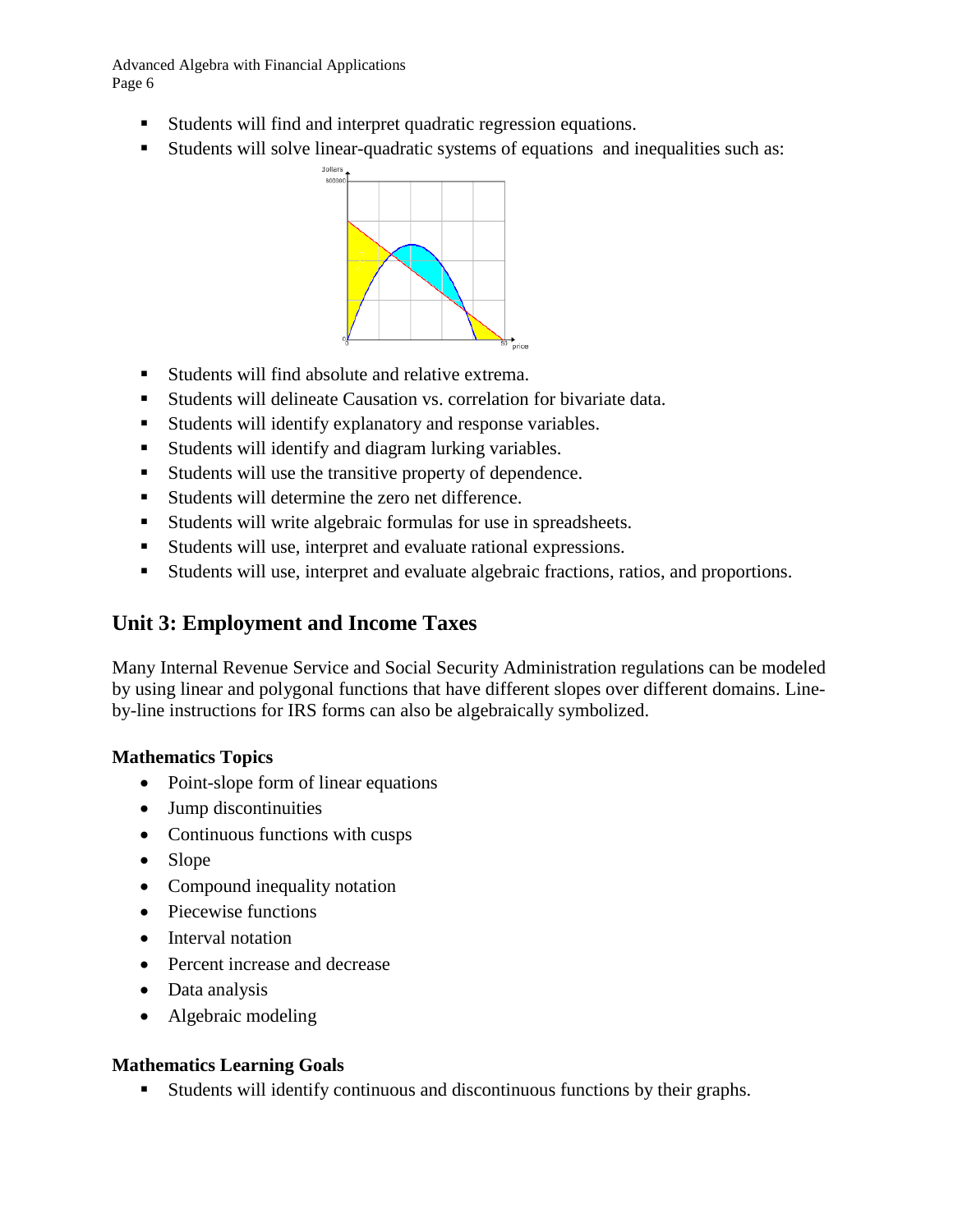- Students will find and interpret quadratic regression equations.
- Students will solve linear-quadratic systems of equations and inequalities such as:

- Students will find absolute and relative extrema.
- Students will delineate Causation vs. correlation for bivariate data.
- Students will identify explanatory and response variables.
- Students will identify and diagram lurking variables.
- Students will use the transitive property of dependence.
- Students will determine the zero net difference.
- Students will write algebraic formulas for use in spreadsheets.
- Students will use, interpret and evaluate rational expressions.
- Students will use, interpret and evaluate algebraic fractions, ratios, and proportions.

## Unit 3: Employment and Income Taxes

Many Internal Revenue Service and Social Security Administration regulations can be modeled by using linear and polygonal functions that have different slopes over different domains. Line-by-line instructions for IRS forms can also be algebraically symbolized.

### Mathematics Topics

- Point-slope form of linear equations
- Jump discontinuities
- Continuous functions with cusps
- Slope
- Compound inequality notation
- Piecewise functions
- Interval notation
- Percent increase and decrease
- Data analysis
- Algebraic modeling

### Mathematics Learning Goals

- Students will identify continuous and discontinuous functions by their graphs.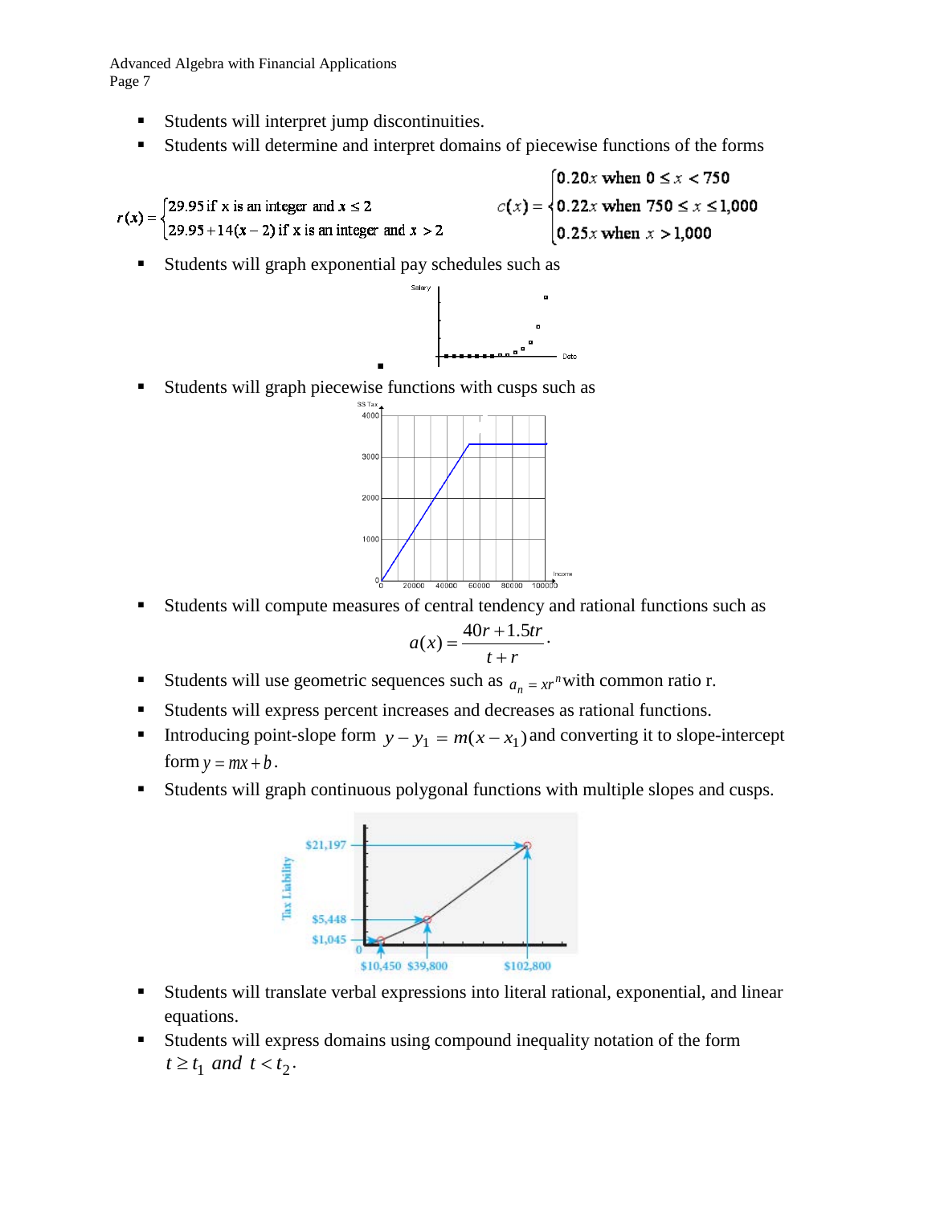- Students will interpret jump discontinuities.
- Students will determine and interpret domains of piecewise functions of the forms

$$r(x) = \begin{cases} 29.95 \text{ if x is an integer and } x \le 2 \\ 29.95 + 14(x-2) \text{ if x is an integer and } x > 2 \end{cases}$$

$$c(x) = \begin{cases} 0.20x \text{ when } 0 \le x < 750 \\ 0.22x \text{ when } 750 \le x \le 1{,}000 \\ 0.25x \text{ when } x > 1{,}000 \end{cases}$$

- Students will graph exponential pay schedules such as

- Students will graph piecewise functions with cusps such as

- Students will compute measures of central tendency and rational functions such as

$$a(x) = \frac{40r + 1.5tr}{t + r}.$$

- Students will use geometric sequences such as $a_n = xr^n$ with common ratio r.
- Students will express percent increases and decreases as rational functions.
- Introducing point-slope form $y - y_1 = m(x - x_1)$ and converting it to slope-intercept form $y = mx + b$.
- Students will graph continuous polygonal functions with multiple slopes and cusps.

- Students will translate verbal expressions into literal rational, exponential, and linear equations.
- Students will express domains using compound inequality notation of the form $t \ge t_1$ *and* $t < t_2$.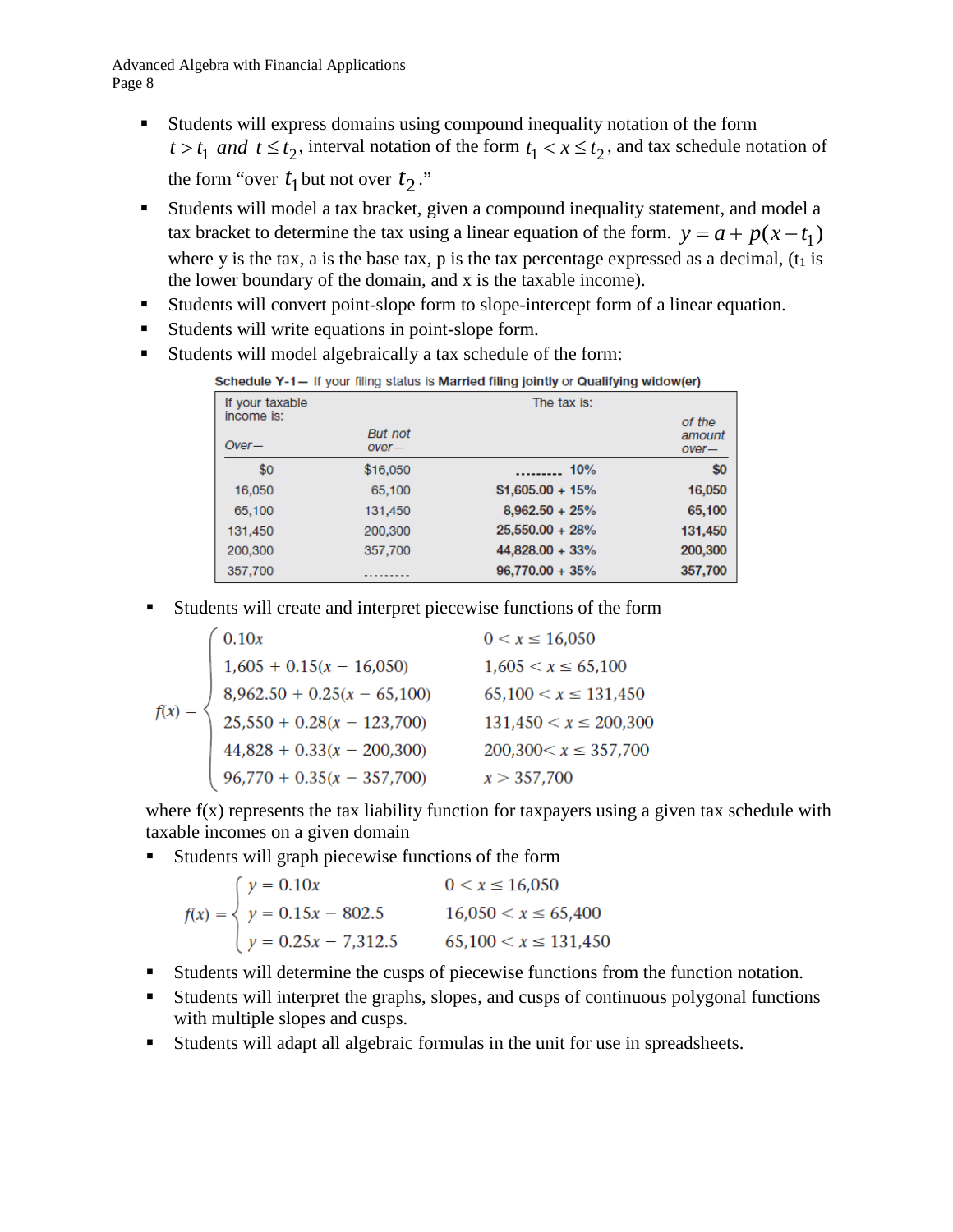- Students will express domains using compound inequality notation of the form $t > t_1$ *and* $t \le t_2$, interval notation of the form $t_1 < x \le t_2$, and tax schedule notation of the form "over $t_1$ but not over $t_2$."
- Students will model a tax bracket, given a compound inequality statement, and model a tax bracket to determine the tax using a linear equation of the form. $y = a + p(x - t_1)$ where y is the tax, a is the base tax, p is the tax percentage expressed as a decimal, ($t_1$ is the lower boundary of the domain, and x is the taxable income).
- Students will convert point-slope form to slope-intercept form of a linear equation.
- Students will write equations in point-slope form.
- Students will model algebraically a tax schedule of the form:

**Schedule Y-1—** If your filing status is **Married filing jointly** or **Qualifying widow(er)**

| If your taxable income is: Over— | But not over— | The tax is: | of the amount over— |
|---|---|---|---|
| $0 | $16,050 | .......... **10%** | **$0** |
| 16,050 | 65,100 | **$1,605.00 + 15%** | **16,050** |
| 65,100 | 131,450 | **8,962.50 + 25%** | **65,100** |
| 131,450 | 200,300 | **25,550.00 + 28%** | **131,450** |
| 200,300 | 357,700 | **44,828.00 + 33%** | **200,300** |
| 357,700 | .......... | **96,770.00 + 35%** | **357,700** |

- Students will create and interpret piecewise functions of the form

$$f(x) = \begin{cases} 0.10x & 0 < x \le 16{,}050 \\ 1{,}605 + 0.15(x - 16{,}050) & 1{,}605 < x \le 65{,}100 \\ 8{,}962.50 + 0.25(x - 65{,}100) & 65{,}100 < x \le 131{,}450 \\ 25{,}550 + 0.28(x - 123{,}700) & 131{,}450 < x \le 200{,}300 \\ 44{,}828 + 0.33(x - 200{,}300) & 200{,}300 < x \le 357{,}700 \\ 96{,}770 + 0.35(x - 357{,}700) & x > 357{,}700 \end{cases}$$

where f(x) represents the tax liability function for taxpayers using a given tax schedule with taxable incomes on a given domain

- Students will graph piecewise functions of the form

$$f(x) = \begin{cases} y = 0.10x & 0 < x \le 16{,}050 \\ y = 0.15x - 802.5 & 16{,}050 < x \le 65{,}400 \\ y = 0.25x - 7{,}312.5 & 65{,}100 < x \le 131{,}450 \end{cases}$$

- Students will determine the cusps of piecewise functions from the function notation.
- Students will interpret the graphs, slopes, and cusps of continuous polygonal functions with multiple slopes and cusps.
- Students will adapt all algebraic formulas in the unit for use in spreadsheets.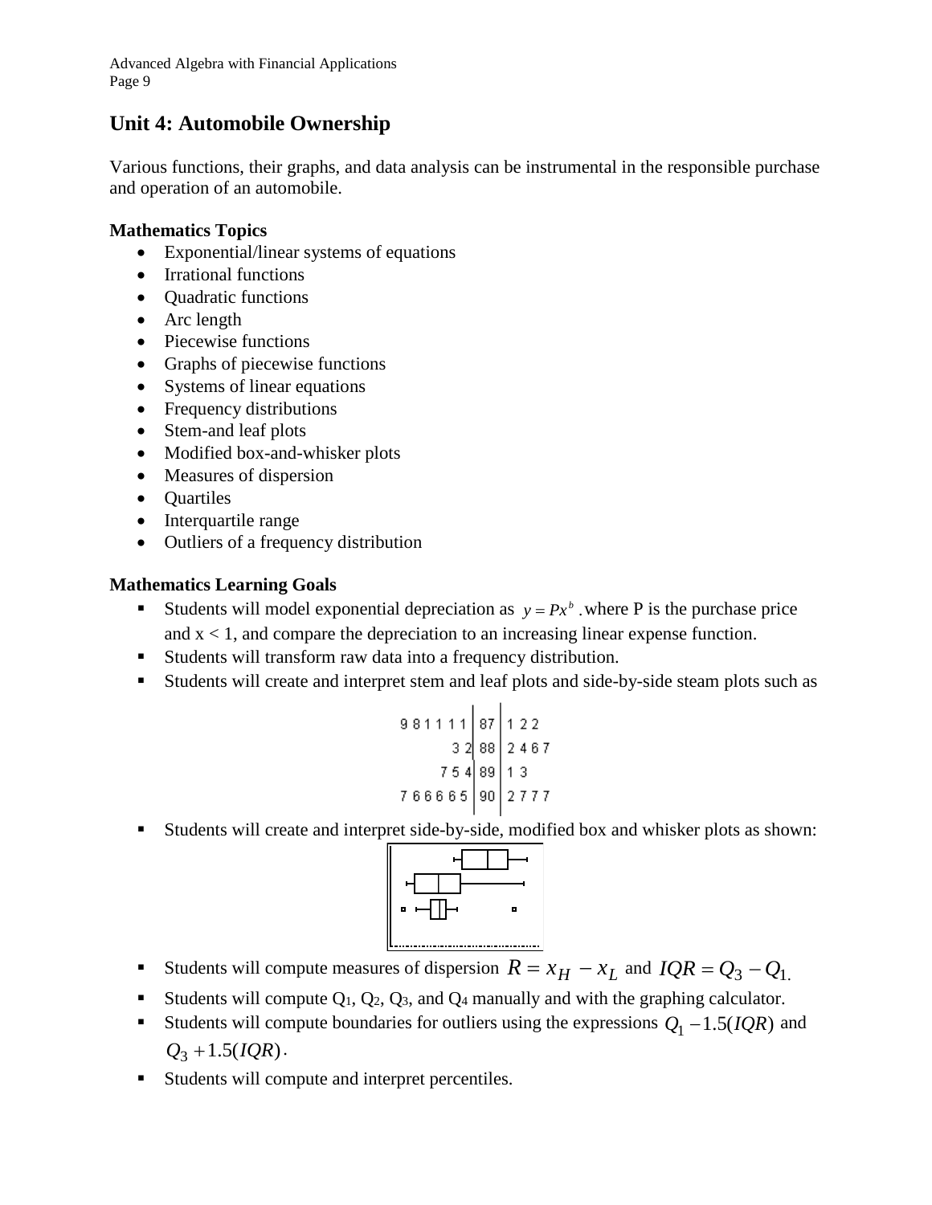# Unit 4: Automobile Ownership

Various functions, their graphs, and data analysis can be instrumental in the responsible purchase and operation of an automobile.

**Mathematics Topics**

- Exponential/linear systems of equations
- Irrational functions
- Quadratic functions
- Arc length
- Piecewise functions
- Graphs of piecewise functions
- Systems of linear equations
- Frequency distributions
- Stem-and leaf plots
- Modified box-and-whisker plots
- Measures of dispersion
- Quartiles
- Interquartile range
- Outliers of a frequency distribution

**Mathematics Learning Goals**

- Students will model exponential depreciation as $y = Px^b$ .where P is the purchase price and x < 1, and compare the depreciation to an increasing linear expense function.
- Students will transform raw data into a frequency distribution.
- Students will create and interpret stem and leaf plots and side-by-side steam plots such as

```
9 8 1 1 1 1 | 87 | 1 2 2
        3 2 | 88 | 2 4 6 7
      7 5 4 | 89 | 1 3
7 6 6 6 6 5 | 90 | 2 7 7 7
```

- Students will create and interpret side-by-side, modified box and whisker plots as shown:
- Students will compute measures of dispersion $R = x_H - x_L$ and $IQR = Q_3 - Q_1$.
- Students will compute $Q_1$, $Q_2$, $Q_3$, and $Q_4$ manually and with the graphing calculator.
- Students will compute boundaries for outliers using the expressions $Q_1 - 1.5(IQR)$ and $Q_3 + 1.5(IQR)$.
- Students will compute and interpret percentiles.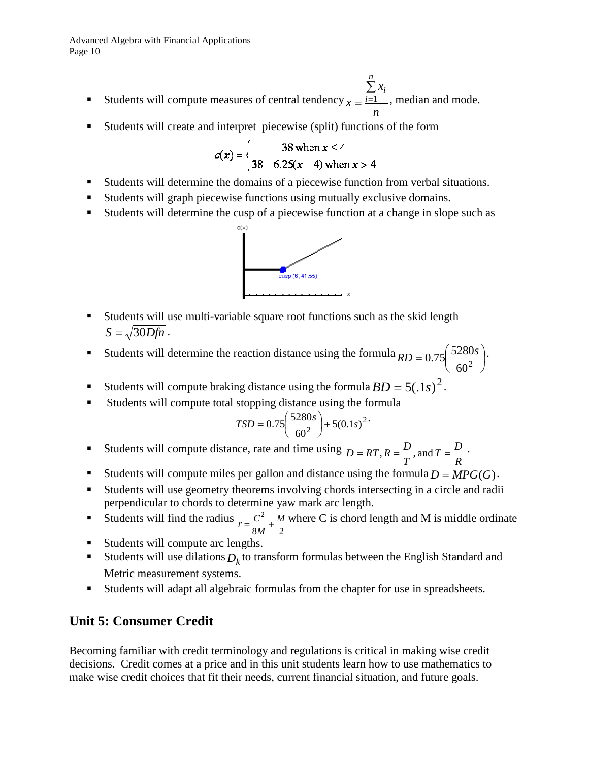- Students will compute measures of central tendency $\bar{x} = \frac{\sum_{i=1}^{n} x_i}{n}$, median and mode.
- Students will create and interpret piecewise (split) functions of the form

$$c(x) = \begin{cases} 38 \text{ when } x \le 4 \\ 38 + 6.25(x-4) \text{ when } x > 4 \end{cases}$$

- Students will determine the domains of a piecewise function from verbal situations.
- Students will graph piecewise functions using mutually exclusive domains.
- Students will determine the cusp of a piecewise function at a change in slope such as

- Students will use multi-variable square root functions such as the skid length $S = \sqrt{30Dfn}$.
- Students will determine the reaction distance using the formula $RD = 0.75\left(\frac{5280s}{60^2}\right)$.
- Students will compute braking distance using the formula $BD = 5(.1s)^2$.
- Students will compute total stopping distance using the formula

$$TSD = 0.75\left(\frac{5280s}{60^2}\right) + 5(0.1s)^2.$$

- Students will compute distance, rate and time using $D = RT, R = \frac{D}{T}, \text{and } T = \frac{D}{R}$.
- Students will compute miles per gallon and distance using the formula $D = MPG(G)$.
- Students will use geometry theorems involving chords intersecting in a circle and radii perpendicular to chords to determine yaw mark arc length.
- Students will find the radius $r = \frac{C^2}{8M} + \frac{M}{2}$ where C is chord length and M is middle ordinate
- Students will compute arc lengths.
- Students will use dilations $D_k$ to transform formulas between the English Standard and Metric measurement systems.
- Students will adapt all algebraic formulas from the chapter for use in spreadsheets.

## Unit 5: Consumer Credit

Becoming familiar with credit terminology and regulations is critical in making wise credit decisions. Credit comes at a price and in this unit students learn how to use mathematics to make wise credit choices that fit their needs, current financial situation, and future goals.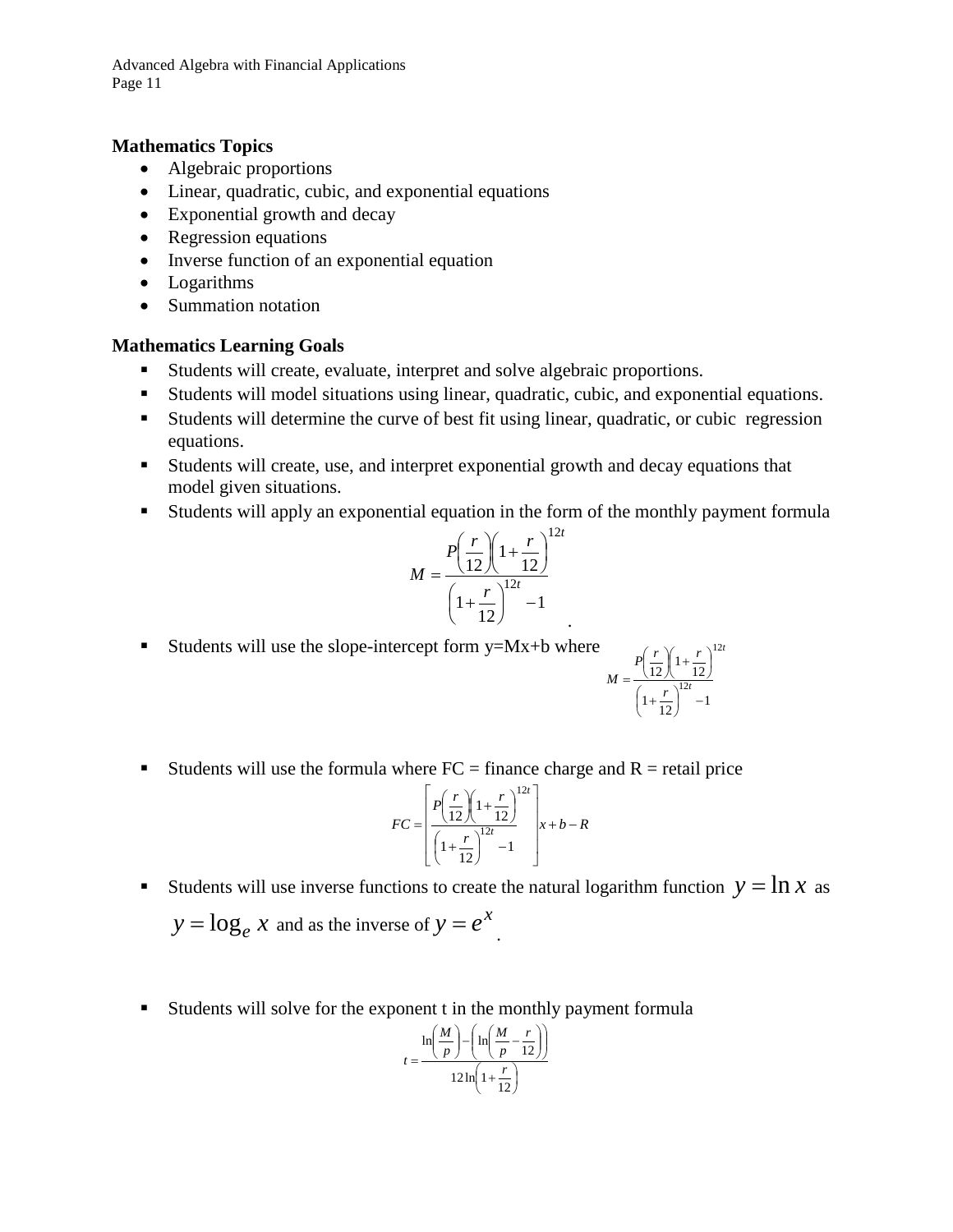**Mathematics Topics**

- Algebraic proportions
- Linear, quadratic, cubic, and exponential equations
- Exponential growth and decay
- Regression equations
- Inverse function of an exponential equation
- Logarithms
- Summation notation

**Mathematics Learning Goals**

- Students will create, evaluate, interpret and solve algebraic proportions.
- Students will model situations using linear, quadratic, cubic, and exponential equations.
- Students will determine the curve of best fit using linear, quadratic, or cubic regression equations.
- Students will create, use, and interpret exponential growth and decay equations that model given situations.
- Students will apply an exponential equation in the form of the monthly payment formula

$$M = \frac{P\left(\frac{r}{12}\right)\left(1+\frac{r}{12}\right)^{12t}}{\left(1+\frac{r}{12}\right)^{12t} - 1}.$$

- Students will use the slope-intercept form y=Mx+b where $M = \frac{P\left(\frac{r}{12}\right)\left(1+\frac{r}{12}\right)^{12t}}{\left(1+\frac{r}{12}\right)^{12t} - 1}$

- Students will use the formula where FC = finance charge and R = retail price

$$FC = \left[\frac{P\left(\frac{r}{12}\right)\left(1+\frac{r}{12}\right)^{12t}}{\left(1+\frac{r}{12}\right)^{12t} - 1}\right]x + b - R$$

- Students will use inverse functions to create the natural logarithm function $y = \ln x$ as $y = \log_e x$ and as the inverse of $y = e^x$.

- Students will solve for the exponent t in the monthly payment formula

$$t = \frac{\ln\left(\frac{M}{p}\right) - \left(\ln\left(\frac{M}{p} - \frac{r}{12}\right)\right)}{12\ln\left(1+\frac{r}{12}\right)}$$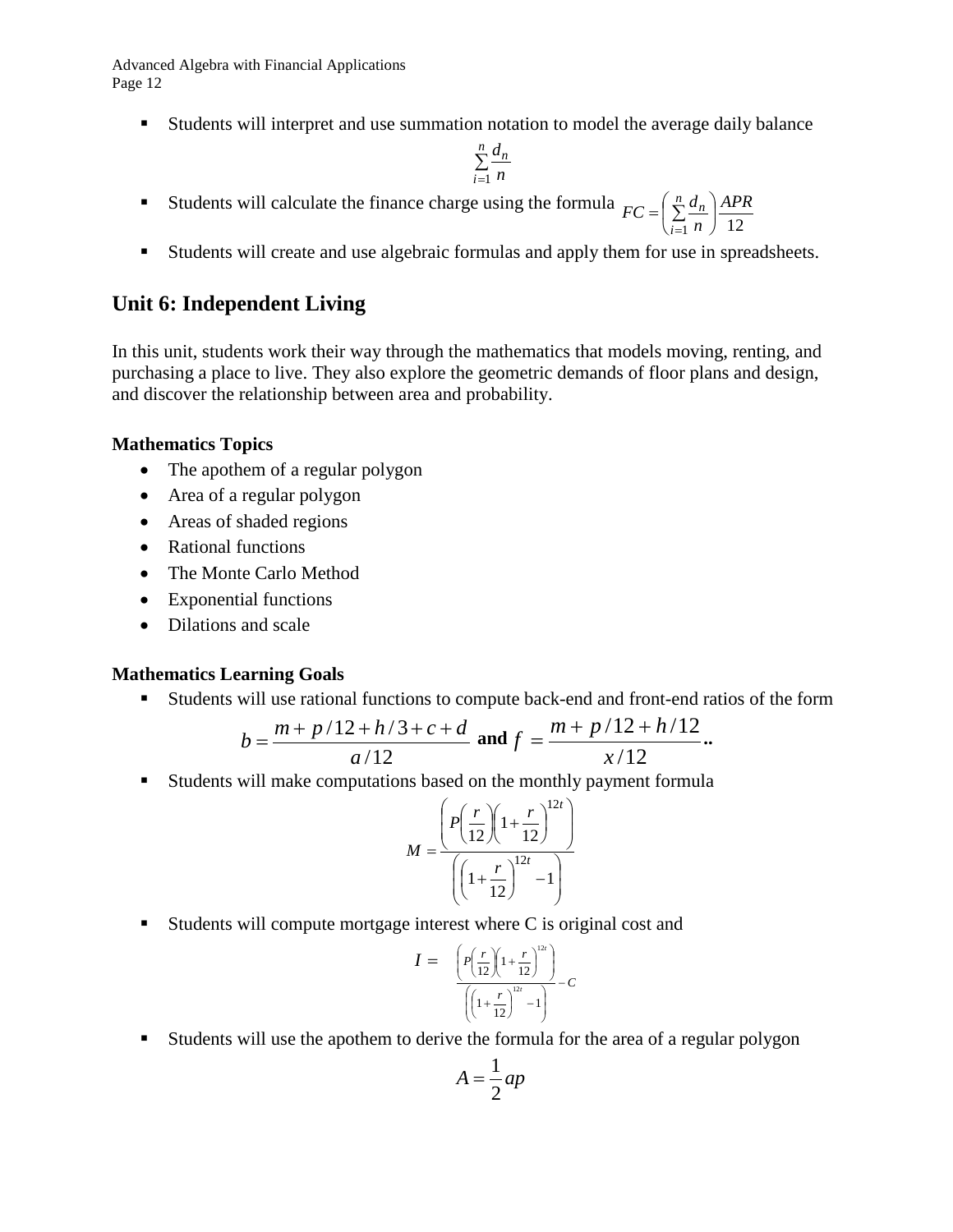- Students will interpret and use summation notation to model the average daily balance

$$\sum_{i=1}^{n} \frac{d_n}{n}$$

- Students will calculate the finance charge using the formula $FC = \left( \sum_{i=1}^{n} \frac{d_n}{n} \right) \frac{APR}{12}$
- Students will create and use algebraic formulas and apply them for use in spreadsheets.

## Unit 6: Independent Living

In this unit, students work their way through the mathematics that models moving, renting, and purchasing a place to live. They also explore the geometric demands of floor plans and design, and discover the relationship between area and probability.

### Mathematics Topics

- The apothem of a regular polygon
- Area of a regular polygon
- Areas of shaded regions
- Rational functions
- The Monte Carlo Method
- Exponential functions
- Dilations and scale

### Mathematics Learning Goals

- Students will use rational functions to compute back-end and front-end ratios of the form

$$b = \frac{m + p/12 + h/3 + c + d}{a/12} \text{ and } f = \frac{m + p/12 + h/12}{x/12}..$$

- Students will make computations based on the monthly payment formula

$$M = \frac{\left( P\left(\frac{r}{12}\right)\left(1 + \frac{r}{12}\right)^{12t} \right)}{\left( \left(1 + \frac{r}{12}\right)^{12t} - 1 \right)}$$

- Students will compute mortgage interest where C is original cost and

$$I = \frac{\left( P\left(\frac{r}{12}\right)\left(1 + \frac{r}{12}\right)^{12t} \right)}{\left( \left(1 + \frac{r}{12}\right)^{12t} - 1 \right)} - C$$

- Students will use the apothem to derive the formula for the area of a regular polygon

$$A = \frac{1}{2}ap$$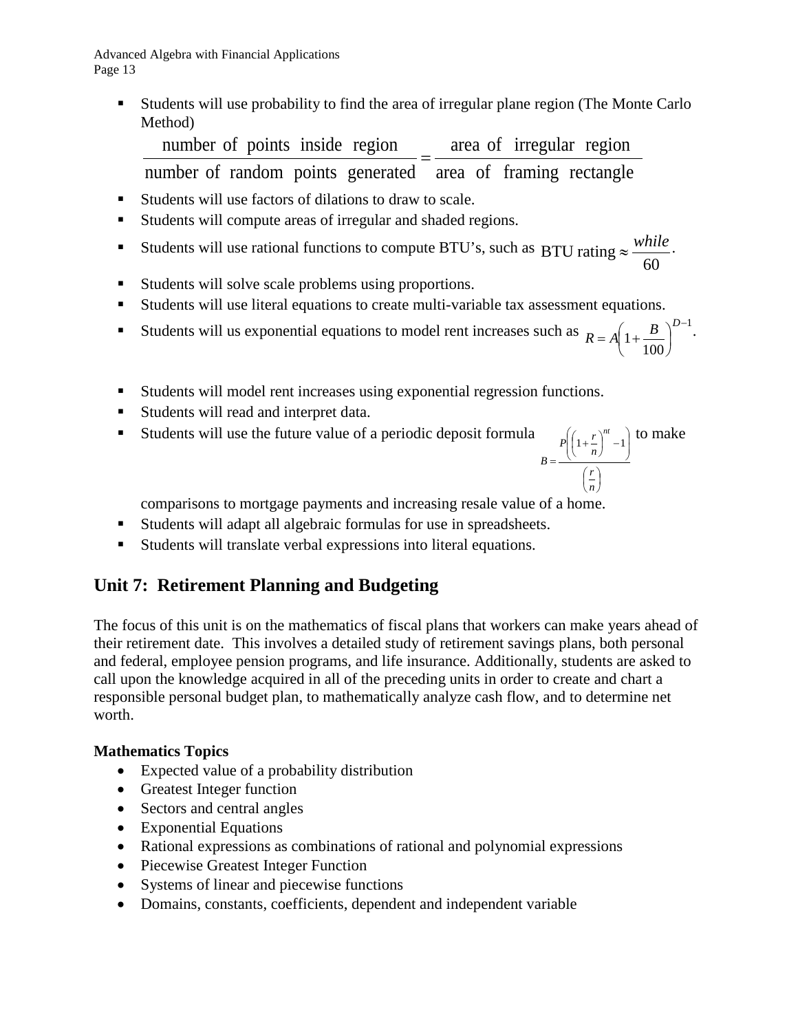- Students will use probability to find the area of irregular plane region (The Monte Carlo Method)

$$\frac{\text{number of points inside region}}{\text{number of random points generated}} = \frac{\text{area of irregular region}}{\text{area of framing rectangle}}$$

- Students will use factors of dilations to draw to scale.
- Students will compute areas of irregular and shaded regions.
- Students will use rational functions to compute BTU's, such as $\text{BTU rating} \approx \frac{while}{60}$.
- Students will solve scale problems using proportions.
- Students will use literal equations to create multi-variable tax assessment equations.
- Students will us exponential equations to model rent increases such as $R = A\left(1 + \frac{B}{100}\right)^{D-1}$.
- Students will model rent increases using exponential regression functions.
- Students will read and interpret data.
- Students will use the future value of a periodic deposit formula $B = \frac{P\left(\left(1+\frac{r}{n}\right)^{nt} - 1\right)}{\left(\frac{r}{n}\right)}$ to make comparisons to mortgage payments and increasing resale value of a home.
- Students will adapt all algebraic formulas for use in spreadsheets.
- Students will translate verbal expressions into literal equations.

## Unit 7: Retirement Planning and Budgeting

The focus of this unit is on the mathematics of fiscal plans that workers can make years ahead of their retirement date. This involves a detailed study of retirement savings plans, both personal and federal, employee pension programs, and life insurance. Additionally, students are asked to call upon the knowledge acquired in all of the preceding units in order to create and chart a responsible personal budget plan, to mathematically analyze cash flow, and to determine net worth.

**Mathematics Topics**

- Expected value of a probability distribution
- Greatest Integer function
- Sectors and central angles
- Exponential Equations
- Rational expressions as combinations of rational and polynomial expressions
- Piecewise Greatest Integer Function
- Systems of linear and piecewise functions
- Domains, constants, coefficients, dependent and independent variable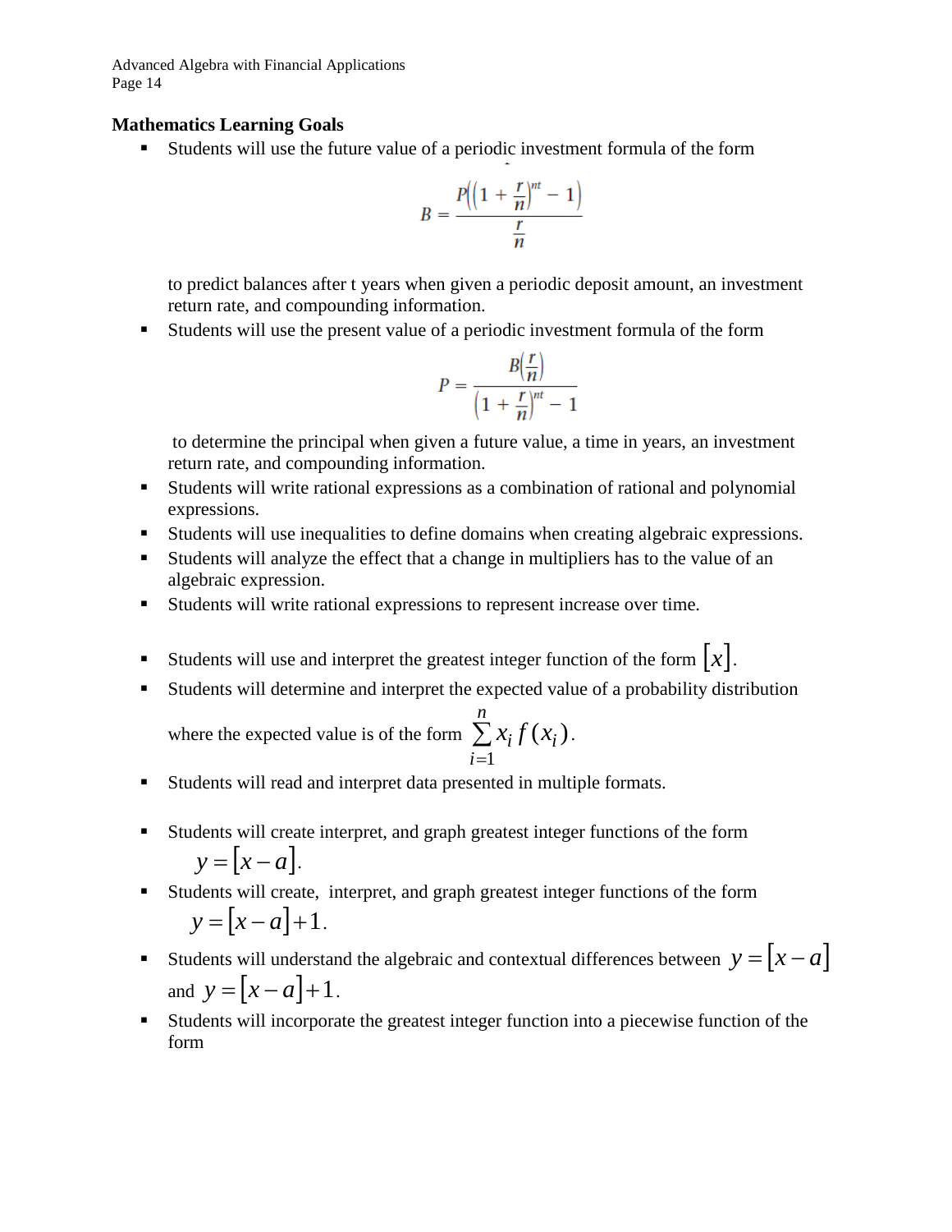**Mathematics Learning Goals**

- Students will use the future value of a periodic investment formula of the form

$$B = \frac{P\left(\left(1 + \frac{r}{n}\right)^{nt} - 1\right)}{\frac{r}{n}}$$

  to predict balances after t years when given a periodic deposit amount, an investment return rate, and compounding information.
- Students will use the present value of a periodic investment formula of the form

$$P = \frac{B\left(\frac{r}{n}\right)}{\left(1 + \frac{r}{n}\right)^{nt} - 1}$$

  to determine the principal when given a future value, a time in years, an investment return rate, and compounding information.
- Students will write rational expressions as a combination of rational and polynomial expressions.
- Students will use inequalities to define domains when creating algebraic expressions.
- Students will analyze the effect that a change in multipliers has to the value of an algebraic expression.
- Students will write rational expressions to represent increase over time.
- Students will use and interpret the greatest integer function of the form $[x]$.
- Students will determine and interpret the expected value of a probability distribution where the expected value is of the form $\sum_{i=1}^{n} x_i f(x_i)$.
- Students will read and interpret data presented in multiple formats.
- Students will create interpret, and graph greatest integer functions of the form $y = [x - a]$.
- Students will create, interpret, and graph greatest integer functions of the form $y = [x - a] + 1$.
- Students will understand the algebraic and contextual differences between $y = [x - a]$ and $y = [x - a] + 1$.
- Students will incorporate the greatest integer function into a piecewise function of the form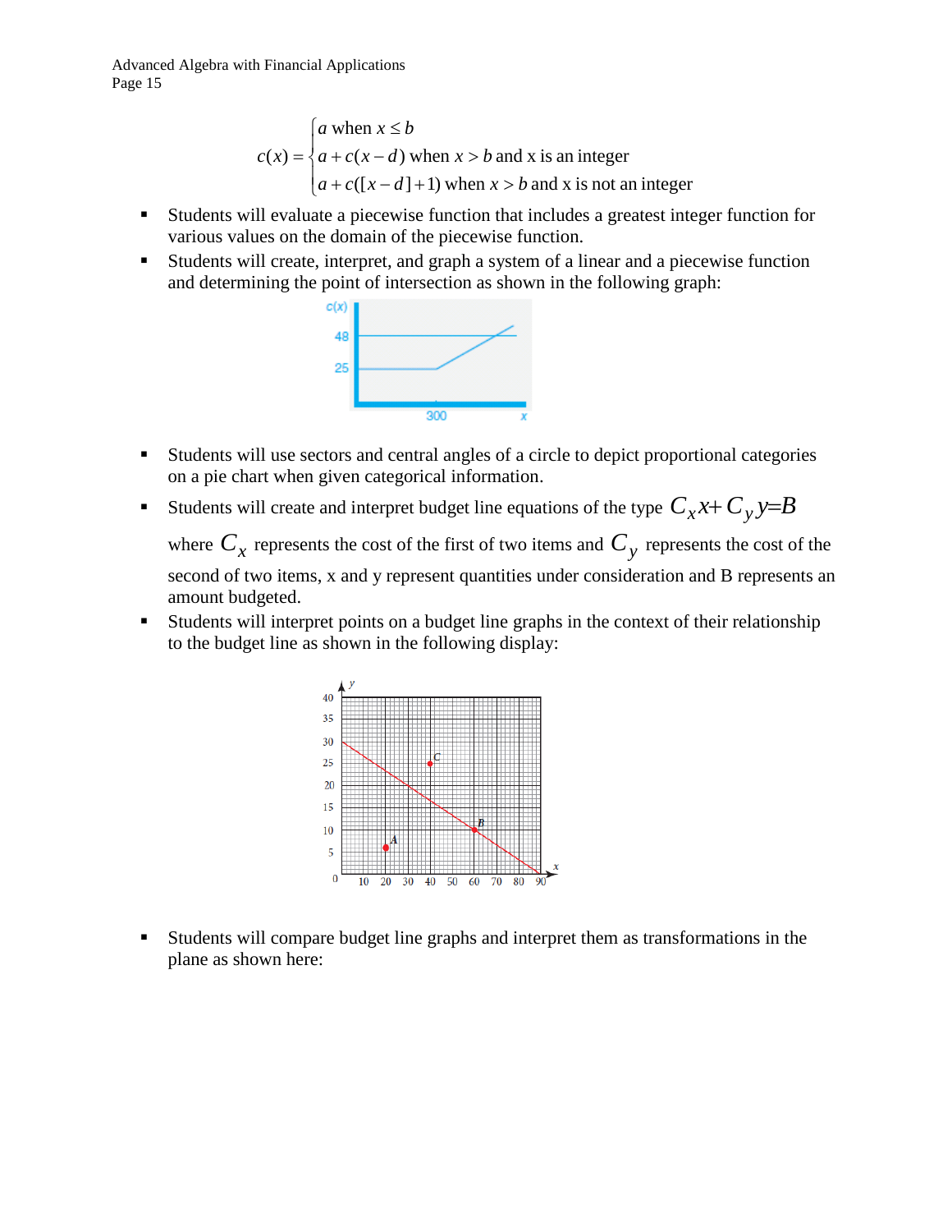$$c(x) = \begin{cases} a \text{ when } x \le b \\ a + c(x-d) \text{ when } x > b \text{ and x is an integer} \\ a + c([x-d]+1) \text{ when } x > b \text{ and x is not an integer} \end{cases}$$

- Students will evaluate a piecewise function that includes a greatest integer function for various values on the domain of the piecewise function.
- Students will create, interpret, and graph a system of a linear and a piecewise function and determining the point of intersection as shown in the following graph:

- Students will use sectors and central angles of a circle to depict proportional categories on a pie chart when given categorical information.
- Students will create and interpret budget line equations of the type $C_x x + C_y y = B$ where $C_x$ represents the cost of the first of two items and $C_y$ represents the cost of the second of two items, x and y represent quantities under consideration and B represents an amount budgeted.
- Students will interpret points on a budget line graphs in the context of their relationship to the budget line as shown in the following display:

- Students will compare budget line graphs and interpret them as transformations in the plane as shown here: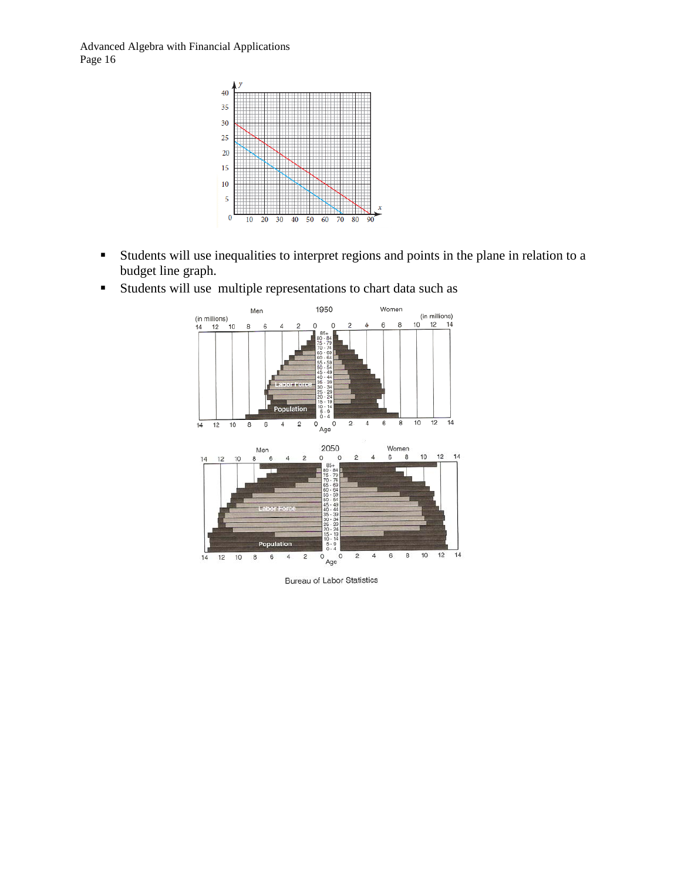- Students will use inequalities to interpret regions and points in the plane in relation to a budget line graph.
- Students will use multiple representations to chart data such as

Bureau of Labor Statistics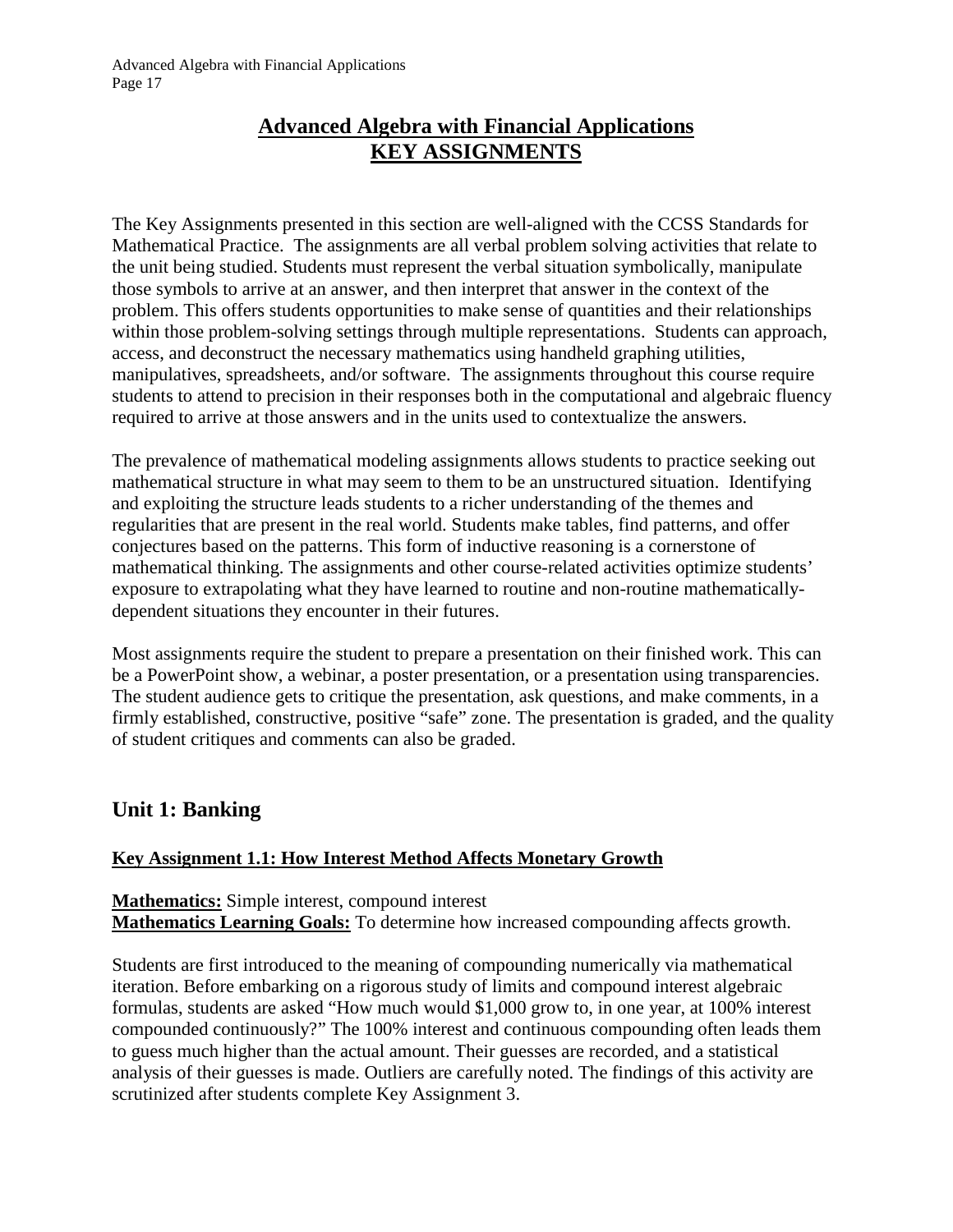# Advanced Algebra with Financial Applications
# KEY ASSIGNMENTS

The Key Assignments presented in this section are well-aligned with the CCSS Standards for Mathematical Practice. The assignments are all verbal problem solving activities that relate to the unit being studied. Students must represent the verbal situation symbolically, manipulate those symbols to arrive at an answer, and then interpret that answer in the context of the problem. This offers students opportunities to make sense of quantities and their relationships within those problem-solving settings through multiple representations. Students can approach, access, and deconstruct the necessary mathematics using handheld graphing utilities, manipulatives, spreadsheets, and/or software. The assignments throughout this course require students to attend to precision in their responses both in the computational and algebraic fluency required to arrive at those answers and in the units used to contextualize the answers.

The prevalence of mathematical modeling assignments allows students to practice seeking out mathematical structure in what may seem to them to be an unstructured situation. Identifying and exploiting the structure leads students to a richer understanding of the themes and regularities that are present in the real world. Students make tables, find patterns, and offer conjectures based on the patterns. This form of inductive reasoning is a cornerstone of mathematical thinking. The assignments and other course-related activities optimize students' exposure to extrapolating what they have learned to routine and non-routine mathematically-dependent situations they encounter in their futures.

Most assignments require the student to prepare a presentation on their finished work. This can be a PowerPoint show, a webinar, a poster presentation, or a presentation using transparencies. The student audience gets to critique the presentation, ask questions, and make comments, in a firmly established, constructive, positive "safe" zone. The presentation is graded, and the quality of student critiques and comments can also be graded.

## Unit 1: Banking

### Key Assignment 1.1: How Interest Method Affects Monetary Growth

**Mathematics:** Simple interest, compound interest
**Mathematics Learning Goals:** To determine how increased compounding affects growth.

Students are first introduced to the meaning of compounding numerically via mathematical iteration. Before embarking on a rigorous study of limits and compound interest algebraic formulas, students are asked "How much would $1,000 grow to, in one year, at 100% interest compounded continuously?" The 100% interest and continuous compounding often leads them to guess much higher than the actual amount. Their guesses are recorded, and a statistical analysis of their guesses is made. Outliers are carefully noted. The findings of this activity are scrutinized after students complete Key Assignment 3.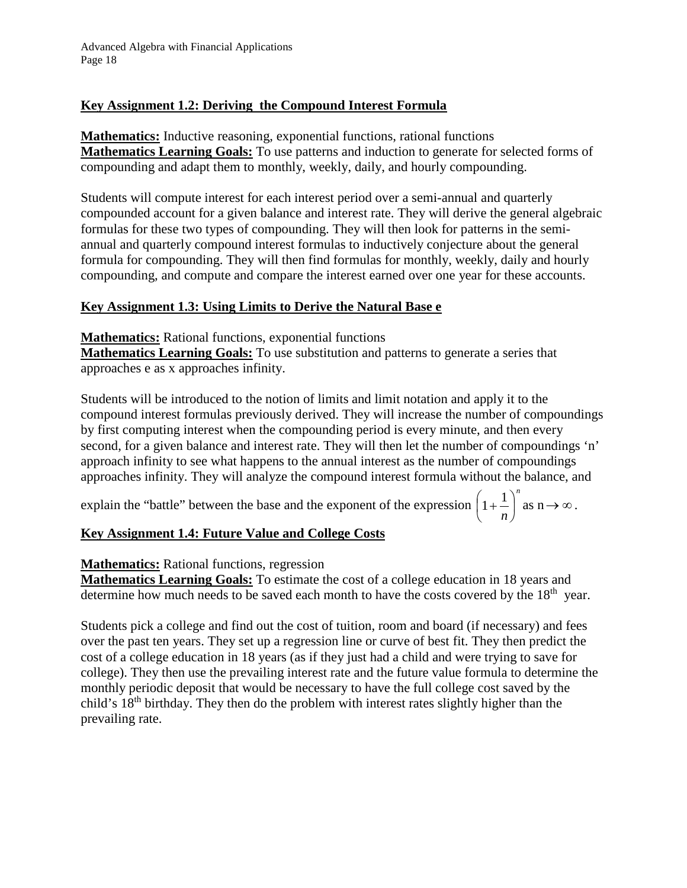**Key Assignment 1.2: Deriving the Compound Interest Formula**

**Mathematics:** Inductive reasoning, exponential functions, rational functions
**Mathematics Learning Goals:** To use patterns and induction to generate for selected forms of compounding and adapt them to monthly, weekly, daily, and hourly compounding.

Students will compute interest for each interest period over a semi-annual and quarterly compounded account for a given balance and interest rate. They will derive the general algebraic formulas for these two types of compounding. They will then look for patterns in the semi-annual and quarterly compound interest formulas to inductively conjecture about the general formula for compounding. They will then find formulas for monthly, weekly, daily and hourly compounding, and compute and compare the interest earned over one year for these accounts.

**Key Assignment 1.3: Using Limits to Derive the Natural Base e**

**Mathematics:** Rational functions, exponential functions
**Mathematics Learning Goals:** To use substitution and patterns to generate a series that approaches e as x approaches infinity.

Students will be introduced to the notion of limits and limit notation and apply it to the compound interest formulas previously derived. They will increase the number of compoundings by first computing interest when the compounding period is every minute, and then every second, for a given balance and interest rate. They will then let the number of compoundings 'n' approach infinity to see what happens to the annual interest as the number of compoundings approaches infinity. They will analyze the compound interest formula without the balance, and explain the "battle" between the base and the exponent of the expression $\left(1+\frac{1}{n}\right)^n$ as $n \to \infty$.

**Key Assignment 1.4: Future Value and College Costs**

**Mathematics:** Rational functions, regression
**Mathematics Learning Goals:** To estimate the cost of a college education in 18 years and determine how much needs to be saved each month to have the costs covered by the 18th year.

Students pick a college and find out the cost of tuition, room and board (if necessary) and fees over the past ten years. They set up a regression line or curve of best fit. They then predict the cost of a college education in 18 years (as if they just had a child and were trying to save for college). They then use the prevailing interest rate and the future value formula to determine the monthly periodic deposit that would be necessary to have the full college cost saved by the child's 18th birthday. They then do the problem with interest rates slightly higher than the prevailing rate.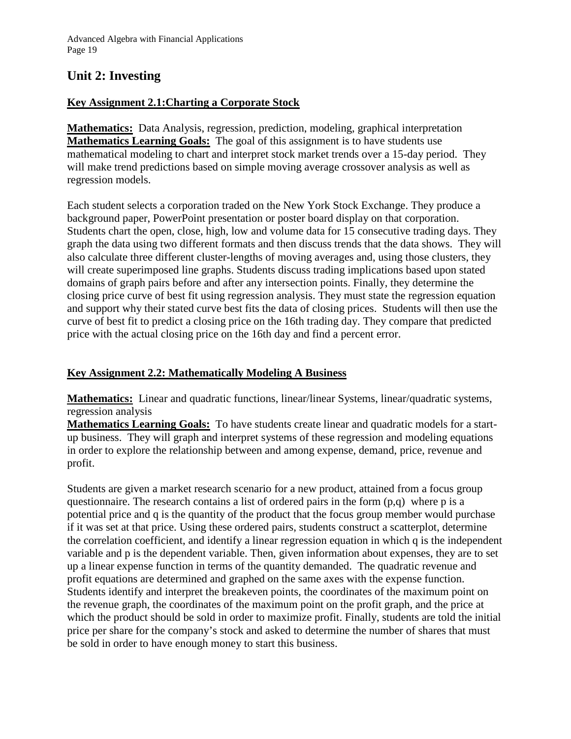## Unit 2: Investing

### Key Assignment 2.1:Charting a Corporate Stock

**Mathematics:** Data Analysis, regression, prediction, modeling, graphical interpretation
**Mathematics Learning Goals:** The goal of this assignment is to have students use mathematical modeling to chart and interpret stock market trends over a 15-day period. They will make trend predictions based on simple moving average crossover analysis as well as regression models.

Each student selects a corporation traded on the New York Stock Exchange. They produce a background paper, PowerPoint presentation or poster board display on that corporation. Students chart the open, close, high, low and volume data for 15 consecutive trading days. They graph the data using two different formats and then discuss trends that the data shows. They will also calculate three different cluster-lengths of moving averages and, using those clusters, they will create superimposed line graphs. Students discuss trading implications based upon stated domains of graph pairs before and after any intersection points. Finally, they determine the closing price curve of best fit using regression analysis. They must state the regression equation and support why their stated curve best fits the data of closing prices. Students will then use the curve of best fit to predict a closing price on the 16th trading day. They compare that predicted price with the actual closing price on the 16th day and find a percent error.

### Key Assignment 2.2: Mathematically Modeling A Business

**Mathematics:** Linear and quadratic functions, linear/linear Systems, linear/quadratic systems, regression analysis
**Mathematics Learning Goals:** To have students create linear and quadratic models for a start-up business. They will graph and interpret systems of these regression and modeling equations in order to explore the relationship between and among expense, demand, price, revenue and profit.

Students are given a market research scenario for a new product, attained from a focus group questionnaire. The research contains a list of ordered pairs in the form $(p,q)$ where $p$ is a potential price and $q$ is the quantity of the product that the focus group member would purchase if it was set at that price. Using these ordered pairs, students construct a scatterplot, determine the correlation coefficient, and identify a linear regression equation in which $q$ is the independent variable and $p$ is the dependent variable. Then, given information about expenses, they are to set up a linear expense function in terms of the quantity demanded. The quadratic revenue and profit equations are determined and graphed on the same axes with the expense function. Students identify and interpret the breakeven points, the coordinates of the maximum point on the revenue graph, the coordinates of the maximum point on the profit graph, and the price at which the product should be sold in order to maximize profit. Finally, students are told the initial price per share for the company's stock and asked to determine the number of shares that must be sold in order to have enough money to start this business.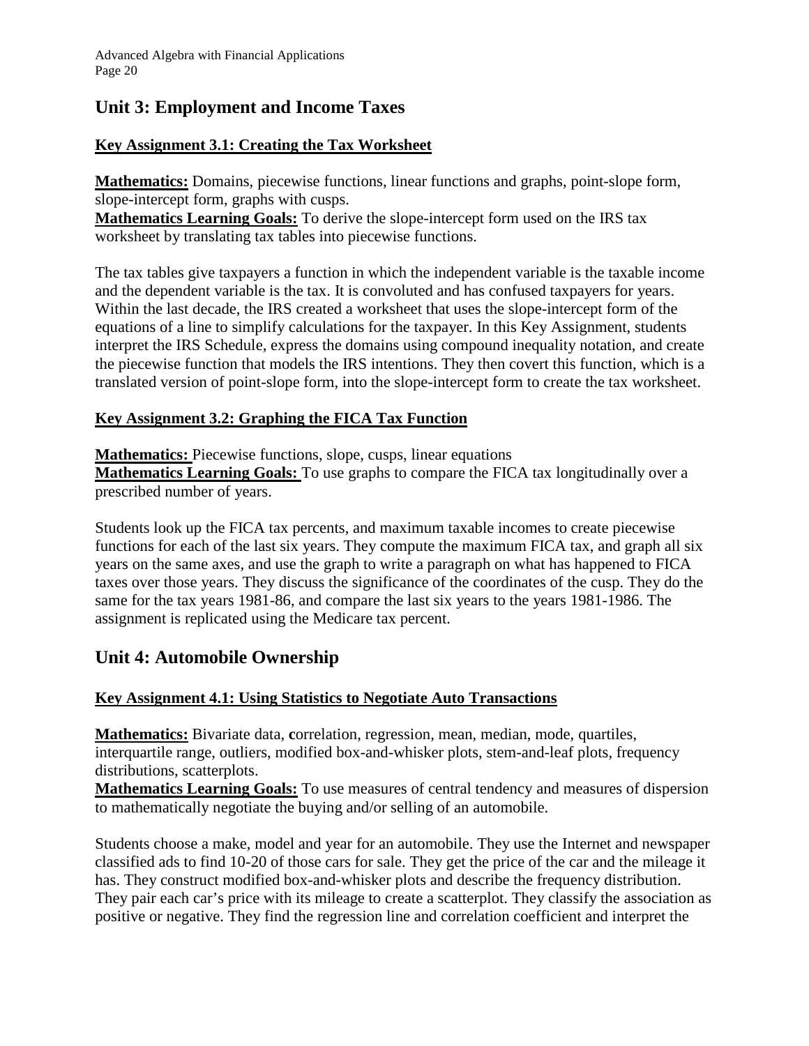## Unit 3: Employment and Income Taxes

### Key Assignment 3.1: Creating the Tax Worksheet

**Mathematics:** Domains, piecewise functions, linear functions and graphs, point-slope form, slope-intercept form, graphs with cusps.
**Mathematics Learning Goals:** To derive the slope-intercept form used on the IRS tax worksheet by translating tax tables into piecewise functions.

The tax tables give taxpayers a function in which the independent variable is the taxable income and the dependent variable is the tax. It is convoluted and has confused taxpayers for years. Within the last decade, the IRS created a worksheet that uses the slope-intercept form of the equations of a line to simplify calculations for the taxpayer. In this Key Assignment, students interpret the IRS Schedule, express the domains using compound inequality notation, and create the piecewise function that models the IRS intentions. They then covert this function, which is a translated version of point-slope form, into the slope-intercept form to create the tax worksheet.

### Key Assignment 3.2: Graphing the FICA Tax Function

**Mathematics:** Piecewise functions, slope, cusps, linear equations
**Mathematics Learning Goals:** To use graphs to compare the FICA tax longitudinally over a prescribed number of years.

Students look up the FICA tax percents, and maximum taxable incomes to create piecewise functions for each of the last six years. They compute the maximum FICA tax, and graph all six years on the same axes, and use the graph to write a paragraph on what has happened to FICA taxes over those years. They discuss the significance of the coordinates of the cusp. They do the same for the tax years 1981-86, and compare the last six years to the years 1981-1986. The assignment is replicated using the Medicare tax percent.

## Unit 4: Automobile Ownership

### Key Assignment 4.1: Using Statistics to Negotiate Auto Transactions

**Mathematics:** Bivariate data, correlation, regression, mean, median, mode, quartiles, interquartile range, outliers, modified box-and-whisker plots, stem-and-leaf plots, frequency distributions, scatterplots.
**Mathematics Learning Goals:** To use measures of central tendency and measures of dispersion to mathematically negotiate the buying and/or selling of an automobile.

Students choose a make, model and year for an automobile. They use the Internet and newspaper classified ads to find 10-20 of those cars for sale. They get the price of the car and the mileage it has. They construct modified box-and-whisker plots and describe the frequency distribution. They pair each car's price with its mileage to create a scatterplot. They classify the association as positive or negative. They find the regression line and correlation coefficient and interpret the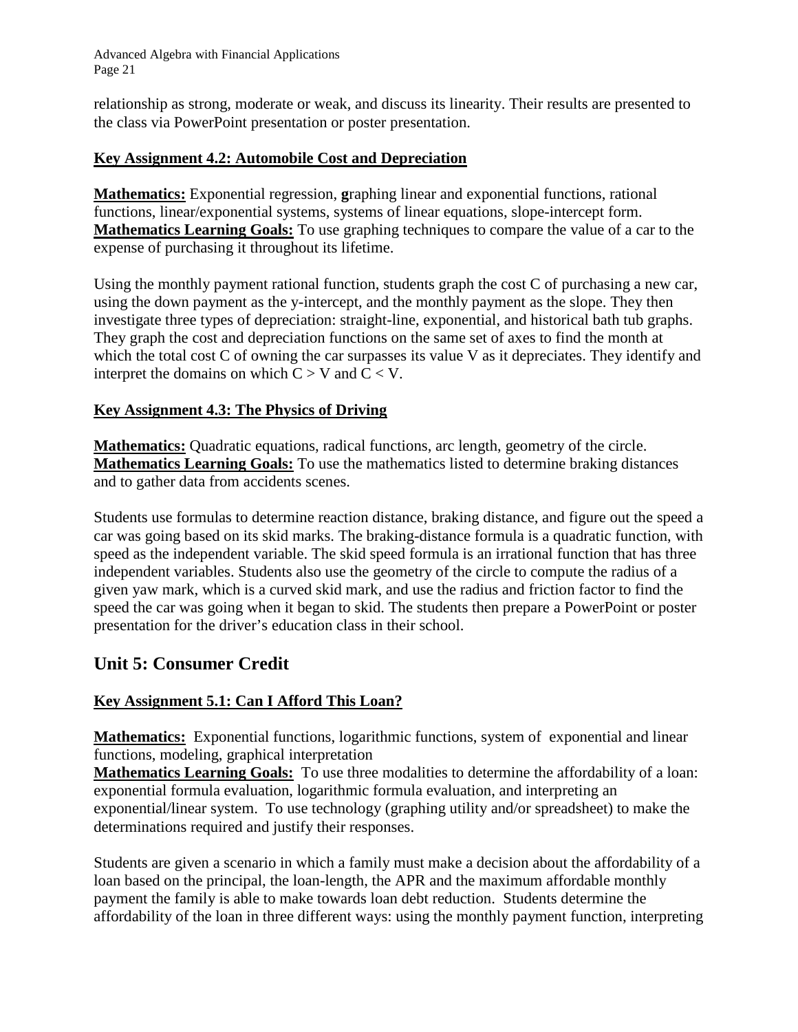relationship as strong, moderate or weak, and discuss its linearity. Their results are presented to the class via PowerPoint presentation or poster presentation.

### Key Assignment 4.2: Automobile Cost and Depreciation

**Mathematics:** Exponential regression, **g**raphing linear and exponential functions, rational functions, linear/exponential systems, systems of linear equations, slope-intercept form.
**Mathematics Learning Goals:** To use graphing techniques to compare the value of a car to the expense of purchasing it throughout its lifetime.

Using the monthly payment rational function, students graph the cost C of purchasing a new car, using the down payment as the y-intercept, and the monthly payment as the slope. They then investigate three types of depreciation: straight-line, exponential, and historical bath tub graphs. They graph the cost and depreciation functions on the same set of axes to find the month at which the total cost C of owning the car surpasses its value V as it depreciates. They identify and interpret the domains on which $C > V$ and $C < V$.

### Key Assignment 4.3: The Physics of Driving

**Mathematics:** Quadratic equations, radical functions, arc length, geometry of the circle.
**Mathematics Learning Goals:** To use the mathematics listed to determine braking distances and to gather data from accidents scenes.

Students use formulas to determine reaction distance, braking distance, and figure out the speed a car was going based on its skid marks. The braking-distance formula is a quadratic function, with speed as the independent variable. The skid speed formula is an irrational function that has three independent variables. Students also use the geometry of the circle to compute the radius of a given yaw mark, which is a curved skid mark, and use the radius and friction factor to find the speed the car was going when it began to skid. The students then prepare a PowerPoint or poster presentation for the driver's education class in their school.

## Unit 5: Consumer Credit

### Key Assignment 5.1: Can I Afford This Loan?

**Mathematics:** Exponential functions, logarithmic functions, system of exponential and linear functions, modeling, graphical interpretation
**Mathematics Learning Goals:** To use three modalities to determine the affordability of a loan: exponential formula evaluation, logarithmic formula evaluation, and interpreting an exponential/linear system. To use technology (graphing utility and/or spreadsheet) to make the determinations required and justify their responses.

Students are given a scenario in which a family must make a decision about the affordability of a loan based on the principal, the loan-length, the APR and the maximum affordable monthly payment the family is able to make towards loan debt reduction. Students determine the affordability of the loan in three different ways: using the monthly payment function, interpreting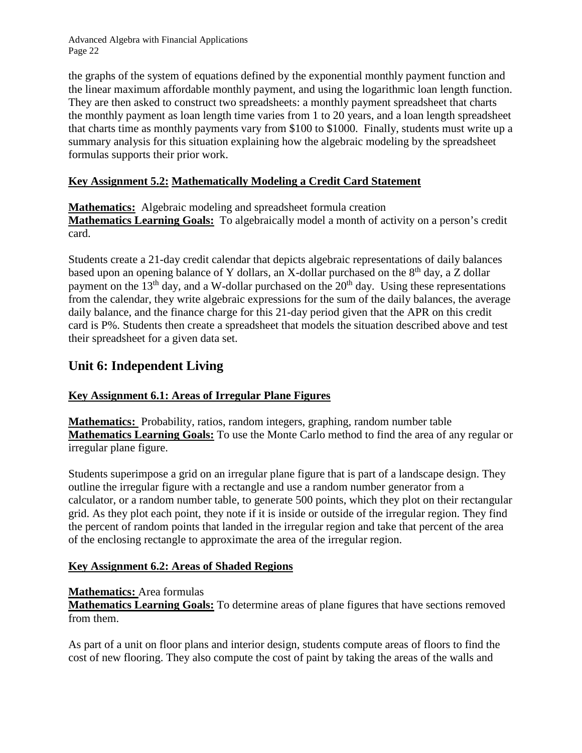the graphs of the system of equations defined by the exponential monthly payment function and the linear maximum affordable monthly payment, and using the logarithmic loan length function. They are then asked to construct two spreadsheets: a monthly payment spreadsheet that charts the monthly payment as loan length time varies from 1 to 20 years, and a loan length spreadsheet that charts time as monthly payments vary from \$100 to \$1000. Finally, students must write up a summary analysis for this situation explaining how the algebraic modeling by the spreadsheet formulas supports their prior work.

### **Key Assignment 5.2: Mathematically Modeling a Credit Card Statement**

**Mathematics:** Algebraic modeling and spreadsheet formula creation
**Mathematics Learning Goals:** To algebraically model a month of activity on a person's credit card.

Students create a 21-day credit calendar that depicts algebraic representations of daily balances based upon an opening balance of Y dollars, an X-dollar purchased on the $8^{th}$ day, a Z dollar payment on the $13^{th}$ day, and a W-dollar purchased on the $20^{th}$ day. Using these representations from the calendar, they write algebraic expressions for the sum of the daily balances, the average daily balance, and the finance charge for this 21-day period given that the APR on this credit card is P%. Students then create a spreadsheet that models the situation described above and test their spreadsheet for a given data set.

## Unit 6: Independent Living

### **Key Assignment 6.1: Areas of Irregular Plane Figures**

**Mathematics:** Probability, ratios, random integers, graphing, random number table
**Mathematics Learning Goals:** To use the Monte Carlo method to find the area of any regular or irregular plane figure.

Students superimpose a grid on an irregular plane figure that is part of a landscape design. They outline the irregular figure with a rectangle and use a random number generator from a calculator, or a random number table, to generate 500 points, which they plot on their rectangular grid. As they plot each point, they note if it is inside or outside of the irregular region. They find the percent of random points that landed in the irregular region and take that percent of the area of the enclosing rectangle to approximate the area of the irregular region.

### **Key Assignment 6.2: Areas of Shaded Regions**

**Mathematics:** Area formulas
**Mathematics Learning Goals:** To determine areas of plane figures that have sections removed from them.

As part of a unit on floor plans and interior design, students compute areas of floors to find the cost of new flooring. They also compute the cost of paint by taking the areas of the walls and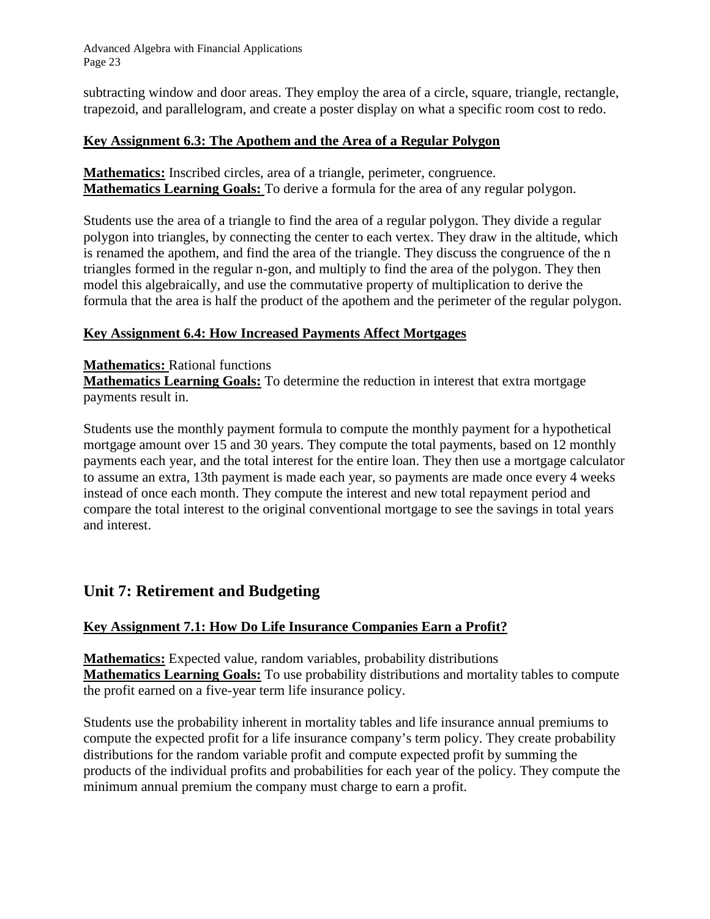subtracting window and door areas. They employ the area of a circle, square, triangle, rectangle, trapezoid, and parallelogram, and create a poster display on what a specific room cost to redo.

**Key Assignment 6.3: The Apothem and the Area of a Regular Polygon**

**Mathematics:** Inscribed circles, area of a triangle, perimeter, congruence.
**Mathematics Learning Goals:** To derive a formula for the area of any regular polygon.

Students use the area of a triangle to find the area of a regular polygon. They divide a regular polygon into triangles, by connecting the center to each vertex. They draw in the altitude, which is renamed the apothem, and find the area of the triangle. They discuss the congruence of the n triangles formed in the regular n-gon, and multiply to find the area of the polygon. They then model this algebraically, and use the commutative property of multiplication to derive the formula that the area is half the product of the apothem and the perimeter of the regular polygon.

**Key Assignment 6.4: How Increased Payments Affect Mortgages**

**Mathematics:** Rational functions
**Mathematics Learning Goals:** To determine the reduction in interest that extra mortgage payments result in.

Students use the monthly payment formula to compute the monthly payment for a hypothetical mortgage amount over 15 and 30 years. They compute the total payments, based on 12 monthly payments each year, and the total interest for the entire loan. They then use a mortgage calculator to assume an extra, 13th payment is made each year, so payments are made once every 4 weeks instead of once each month. They compute the interest and new total repayment period and compare the total interest to the original conventional mortgage to see the savings in total years and interest.

## Unit 7: Retirement and Budgeting

**Key Assignment 7.1: How Do Life Insurance Companies Earn a Profit?**

**Mathematics:** Expected value, random variables, probability distributions
**Mathematics Learning Goals:** To use probability distributions and mortality tables to compute the profit earned on a five-year term life insurance policy.

Students use the probability inherent in mortality tables and life insurance annual premiums to compute the expected profit for a life insurance company's term policy. They create probability distributions for the random variable profit and compute expected profit by summing the products of the individual profits and probabilities for each year of the policy. They compute the minimum annual premium the company must charge to earn a profit.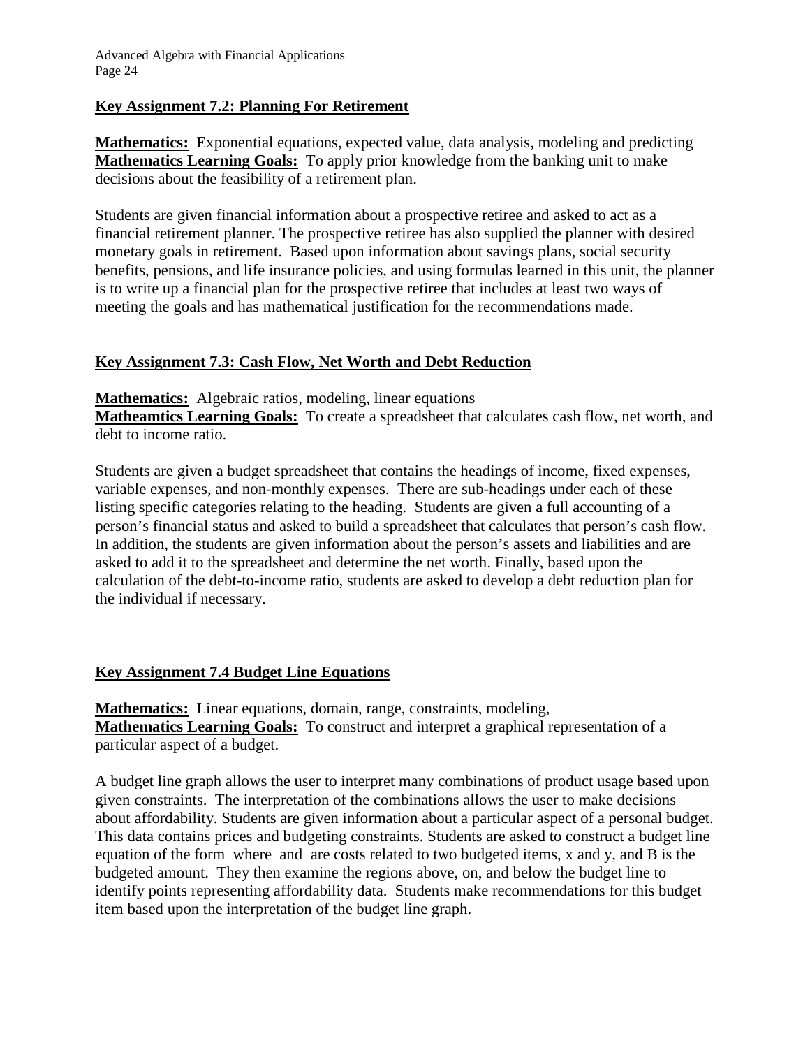### Key Assignment 7.2: Planning For Retirement

**Mathematics:** Exponential equations, expected value, data analysis, modeling and predicting
**Mathematics Learning Goals:** To apply prior knowledge from the banking unit to make decisions about the feasibility of a retirement plan.

Students are given financial information about a prospective retiree and asked to act as a financial retirement planner. The prospective retiree has also supplied the planner with desired monetary goals in retirement. Based upon information about savings plans, social security benefits, pensions, and life insurance policies, and using formulas learned in this unit, the planner is to write up a financial plan for the prospective retiree that includes at least two ways of meeting the goals and has mathematical justification for the recommendations made.

### Key Assignment 7.3: Cash Flow, Net Worth and Debt Reduction

**Mathematics:** Algebraic ratios, modeling, linear equations
**Matheamtics Learning Goals:** To create a spreadsheet that calculates cash flow, net worth, and debt to income ratio.

Students are given a budget spreadsheet that contains the headings of income, fixed expenses, variable expenses, and non-monthly expenses. There are sub-headings under each of these listing specific categories relating to the heading. Students are given a full accounting of a person's financial status and asked to build a spreadsheet that calculates that person's cash flow. In addition, the students are given information about the person's assets and liabilities and are asked to add it to the spreadsheet and determine the net worth. Finally, based upon the calculation of the debt-to-income ratio, students are asked to develop a debt reduction plan for the individual if necessary.

### Key Assignment 7.4 Budget Line Equations

**Mathematics:** Linear equations, domain, range, constraints, modeling,
**Mathematics Learning Goals:** To construct and interpret a graphical representation of a particular aspect of a budget.

A budget line graph allows the user to interpret many combinations of product usage based upon given constraints. The interpretation of the combinations allows the user to make decisions about affordability. Students are given information about a particular aspect of a personal budget. This data contains prices and budgeting constraints. Students are asked to construct a budget line equation of the form where and are costs related to two budgeted items, x and y, and B is the budgeted amount. They then examine the regions above, on, and below the budget line to identify points representing affordability data. Students make recommendations for this budget item based upon the interpretation of the budget line graph.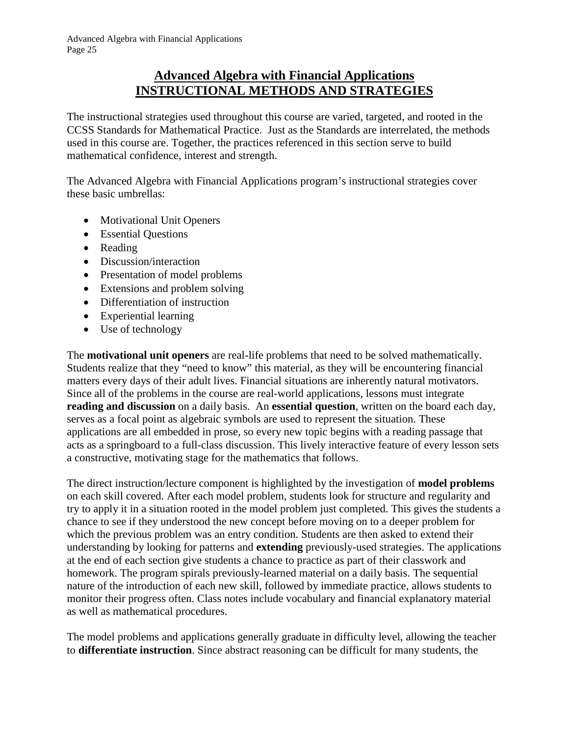# Advanced Algebra with Financial Applications
# INSTRUCTIONAL METHODS AND STRATEGIES

The instructional strategies used throughout this course are varied, targeted, and rooted in the CCSS Standards for Mathematical Practice. Just as the Standards are interrelated, the methods used in this course are. Together, the practices referenced in this section serve to build mathematical confidence, interest and strength.

The Advanced Algebra with Financial Applications program's instructional strategies cover these basic umbrellas:

- Motivational Unit Openers
- Essential Questions
- Reading
- Discussion/interaction
- Presentation of model problems
- Extensions and problem solving
- Differentiation of instruction
- Experiential learning
- Use of technology

The **motivational unit openers** are real-life problems that need to be solved mathematically. Students realize that they "need to know" this material, as they will be encountering financial matters every days of their adult lives. Financial situations are inherently natural motivators. Since all of the problems in the course are real-world applications, lessons must integrate **reading and discussion** on a daily basis. An **essential question**, written on the board each day, serves as a focal point as algebraic symbols are used to represent the situation. These applications are all embedded in prose, so every new topic begins with a reading passage that acts as a springboard to a full-class discussion. This lively interactive feature of every lesson sets a constructive, motivating stage for the mathematics that follows.

The direct instruction/lecture component is highlighted by the investigation of **model problems** on each skill covered. After each model problem, students look for structure and regularity and try to apply it in a situation rooted in the model problem just completed. This gives the students a chance to see if they understood the new concept before moving on to a deeper problem for which the previous problem was an entry condition. Students are then asked to extend their understanding by looking for patterns and **extending** previously-used strategies. The applications at the end of each section give students a chance to practice as part of their classwork and homework. The program spirals previously-learned material on a daily basis. The sequential nature of the introduction of each new skill, followed by immediate practice, allows students to monitor their progress often. Class notes include vocabulary and financial explanatory material as well as mathematical procedures.

The model problems and applications generally graduate in difficulty level, allowing the teacher to **differentiate instruction**. Since abstract reasoning can be difficult for many students, the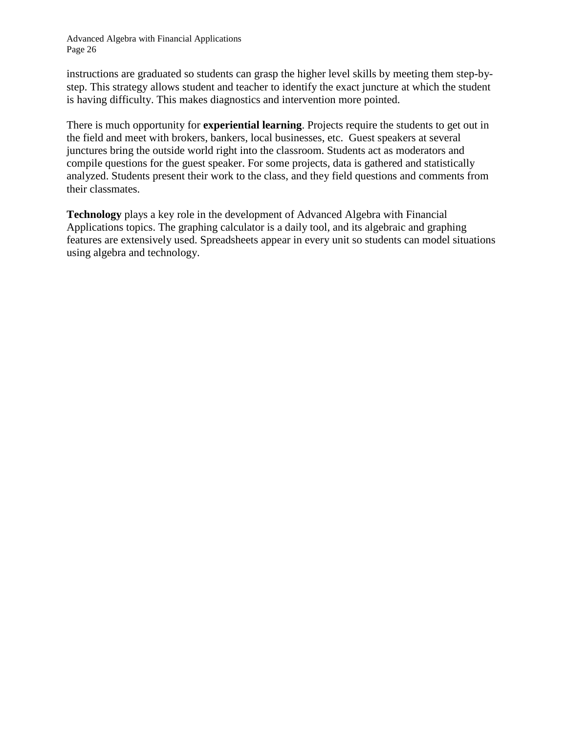instructions are graduated so students can grasp the higher level skills by meeting them step-by-step. This strategy allows student and teacher to identify the exact juncture at which the student is having difficulty. This makes diagnostics and intervention more pointed.

There is much opportunity for **experiential learning**. Projects require the students to get out in the field and meet with brokers, bankers, local businesses, etc. Guest speakers at several junctures bring the outside world right into the classroom. Students act as moderators and compile questions for the guest speaker. For some projects, data is gathered and statistically analyzed. Students present their work to the class, and they field questions and comments from their classmates.

**Technology** plays a key role in the development of Advanced Algebra with Financial Applications topics. The graphing calculator is a daily tool, and its algebraic and graphing features are extensively used. Spreadsheets appear in every unit so students can model situations using algebra and technology.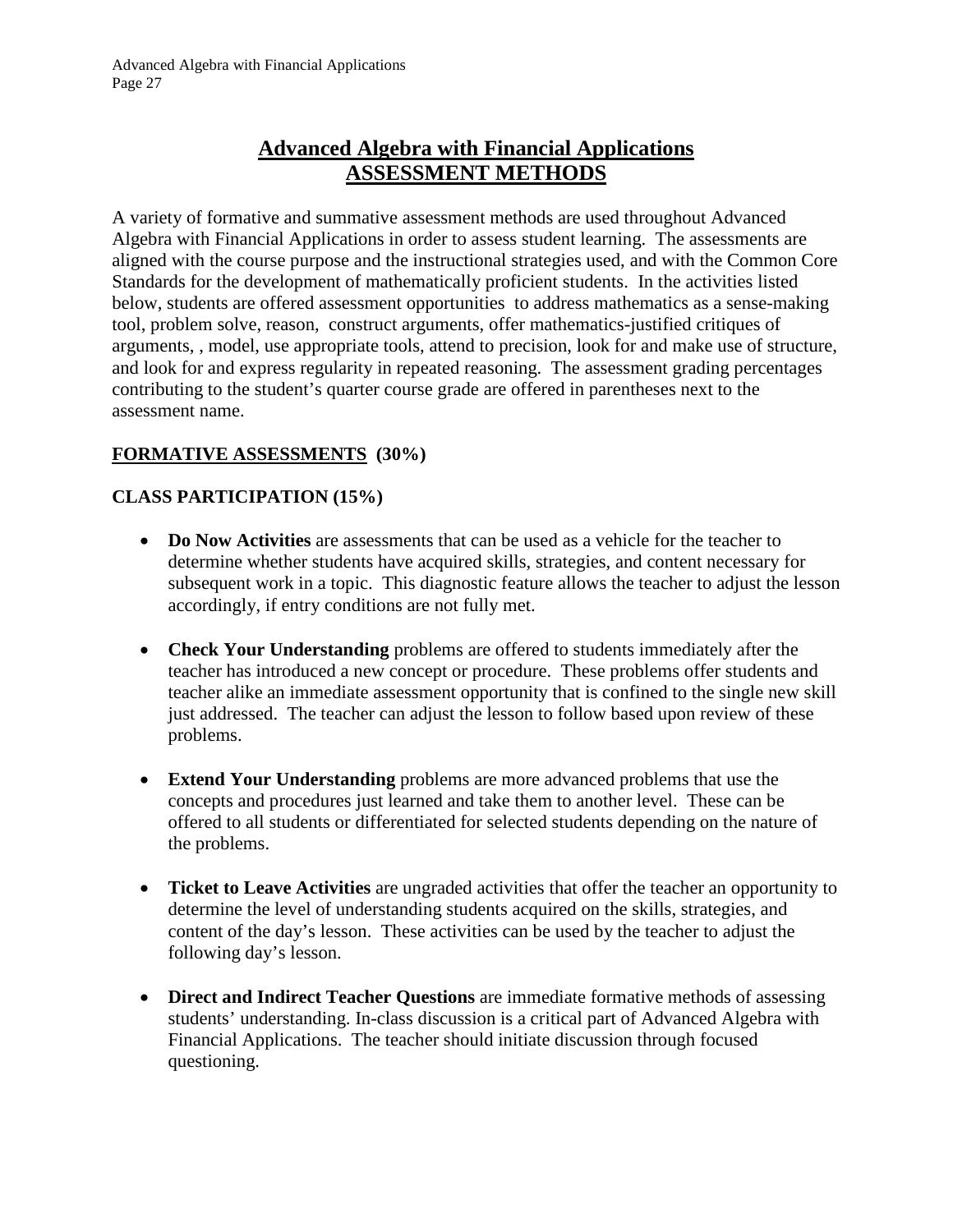# Advanced Algebra with Financial Applications
# ASSESSMENT METHODS

A variety of formative and summative assessment methods are used throughout Advanced Algebra with Financial Applications in order to assess student learning. The assessments are aligned with the course purpose and the instructional strategies used, and with the Common Core Standards for the development of mathematically proficient students. In the activities listed below, students are offered assessment opportunities to address mathematics as a sense-making tool, problem solve, reason, construct arguments, offer mathematics-justified critiques of arguments, , model, use appropriate tools, attend to precision, look for and make use of structure, and look for and express regularity in repeated reasoning. The assessment grading percentages contributing to the student's quarter course grade are offered in parentheses next to the assessment name.

## FORMATIVE ASSESSMENTS (30%)

### CLASS PARTICIPATION (15%)

- **Do Now Activities** are assessments that can be used as a vehicle for the teacher to determine whether students have acquired skills, strategies, and content necessary for subsequent work in a topic. This diagnostic feature allows the teacher to adjust the lesson accordingly, if entry conditions are not fully met.

- **Check Your Understanding** problems are offered to students immediately after the teacher has introduced a new concept or procedure. These problems offer students and teacher alike an immediate assessment opportunity that is confined to the single new skill just addressed. The teacher can adjust the lesson to follow based upon review of these problems.

- **Extend Your Understanding** problems are more advanced problems that use the concepts and procedures just learned and take them to another level. These can be offered to all students or differentiated for selected students depending on the nature of the problems.

- **Ticket to Leave Activities** are ungraded activities that offer the teacher an opportunity to determine the level of understanding students acquired on the skills, strategies, and content of the day's lesson. These activities can be used by the teacher to adjust the following day's lesson.

- **Direct and Indirect Teacher Questions** are immediate formative methods of assessing students' understanding. In-class discussion is a critical part of Advanced Algebra with Financial Applications. The teacher should initiate discussion through focused questioning.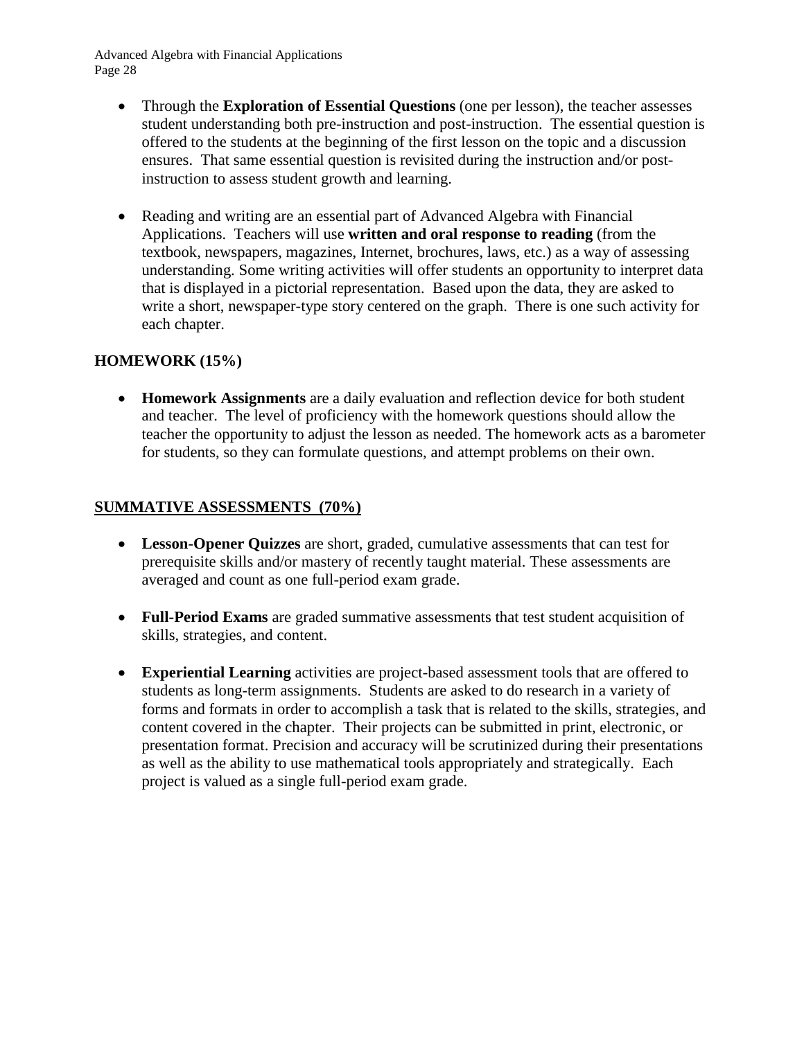- Through the **Exploration of Essential Questions** (one per lesson), the teacher assesses student understanding both pre-instruction and post-instruction. The essential question is offered to the students at the beginning of the first lesson on the topic and a discussion ensures. That same essential question is revisited during the instruction and/or post-instruction to assess student growth and learning.

- Reading and writing are an essential part of Advanced Algebra with Financial Applications. Teachers will use **written and oral response to reading** (from the textbook, newspapers, magazines, Internet, brochures, laws, etc.) as a way of assessing understanding. Some writing activities will offer students an opportunity to interpret data that is displayed in a pictorial representation. Based upon the data, they are asked to write a short, newspaper-type story centered on the graph. There is one such activity for each chapter.

**HOMEWORK (15%)**

- **Homework Assignments** are a daily evaluation and reflection device for both student and teacher. The level of proficiency with the homework questions should allow the teacher the opportunity to adjust the lesson as needed. The homework acts as a barometer for students, so they can formulate questions, and attempt problems on their own.

**SUMMATIVE ASSESSMENTS (70%)**

- **Lesson-Opener Quizzes** are short, graded, cumulative assessments that can test for prerequisite skills and/or mastery of recently taught material. These assessments are averaged and count as one full-period exam grade.

- **Full-Period Exams** are graded summative assessments that test student acquisition of skills, strategies, and content.

- **Experiential Learning** activities are project-based assessment tools that are offered to students as long-term assignments. Students are asked to do research in a variety of forms and formats in order to accomplish a task that is related to the skills, strategies, and content covered in the chapter. Their projects can be submitted in print, electronic, or presentation format. Precision and accuracy will be scrutinized during their presentations as well as the ability to use mathematical tools appropriately and strategically. Each project is valued as a single full-period exam grade.